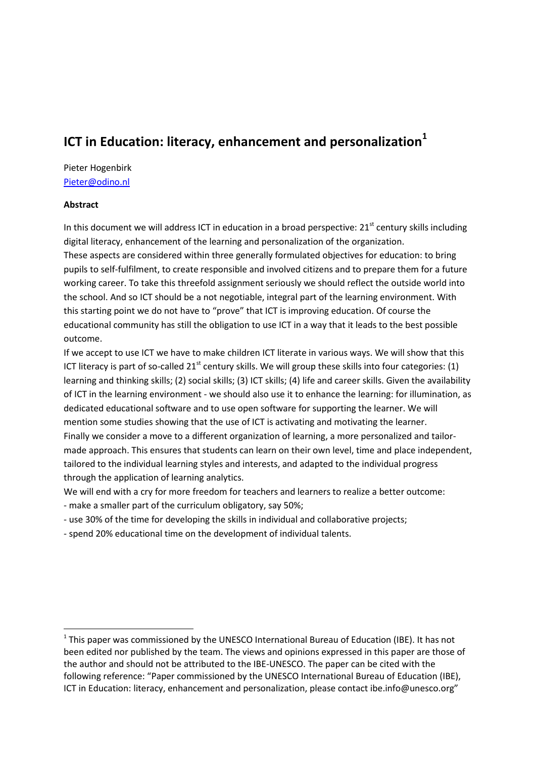# ICT in Education: literacy, enhancement and personalization[1]

Pieter Hogenbirk
Pieter@odino.nl

**Abstract**

In this document we will address ICT in education in a broad perspective: 21st century skills including digital literacy, enhancement of the learning and personalization of the organization.
These aspects are considered within three generally formulated objectives for education: to bring pupils to self-fulfilment, to create responsible and involved citizens and to prepare them for a future working career. To take this threefold assignment seriously we should reflect the outside world into the school. And so ICT should be a not negotiable, integral part of the learning environment. With this starting point we do not have to "prove" that ICT is improving education. Of course the educational community has still the obligation to use ICT in a way that it leads to the best possible outcome.
If we accept to use ICT we have to make children ICT literate in various ways. We will show that this ICT literacy is part of so-called 21st century skills. We will group these skills into four categories: (1) learning and thinking skills; (2) social skills; (3) ICT skills; (4) life and career skills. Given the availability of ICT in the learning environment - we should also use it to enhance the learning: for illumination, as dedicated educational software and to use open software for supporting the learner. We will mention some studies showing that the use of ICT is activating and motivating the learner.
Finally we consider a move to a different organization of learning, a more personalized and tailor-made approach. This ensures that students can learn on their own level, time and place independent, tailored to the individual learning styles and interests, and adapted to the individual progress through the application of learning analytics.
We will end with a cry for more freedom for teachers and learners to realize a better outcome:
- make a smaller part of the curriculum obligatory, say 50%;
- use 30% of the time for developing the skills in individual and collaborative projects;
- spend 20% educational time on the development of individual talents.

[1] This paper was commissioned by the UNESCO International Bureau of Education (IBE). It has not been edited nor published by the team. The views and opinions expressed in this paper are those of the author and should not be attributed to the IBE-UNESCO. The paper can be cited with the following reference: "Paper commissioned by the UNESCO International Bureau of Education (IBE), ICT in Education: literacy, enhancement and personalization, please contact ibe.info@unesco.org"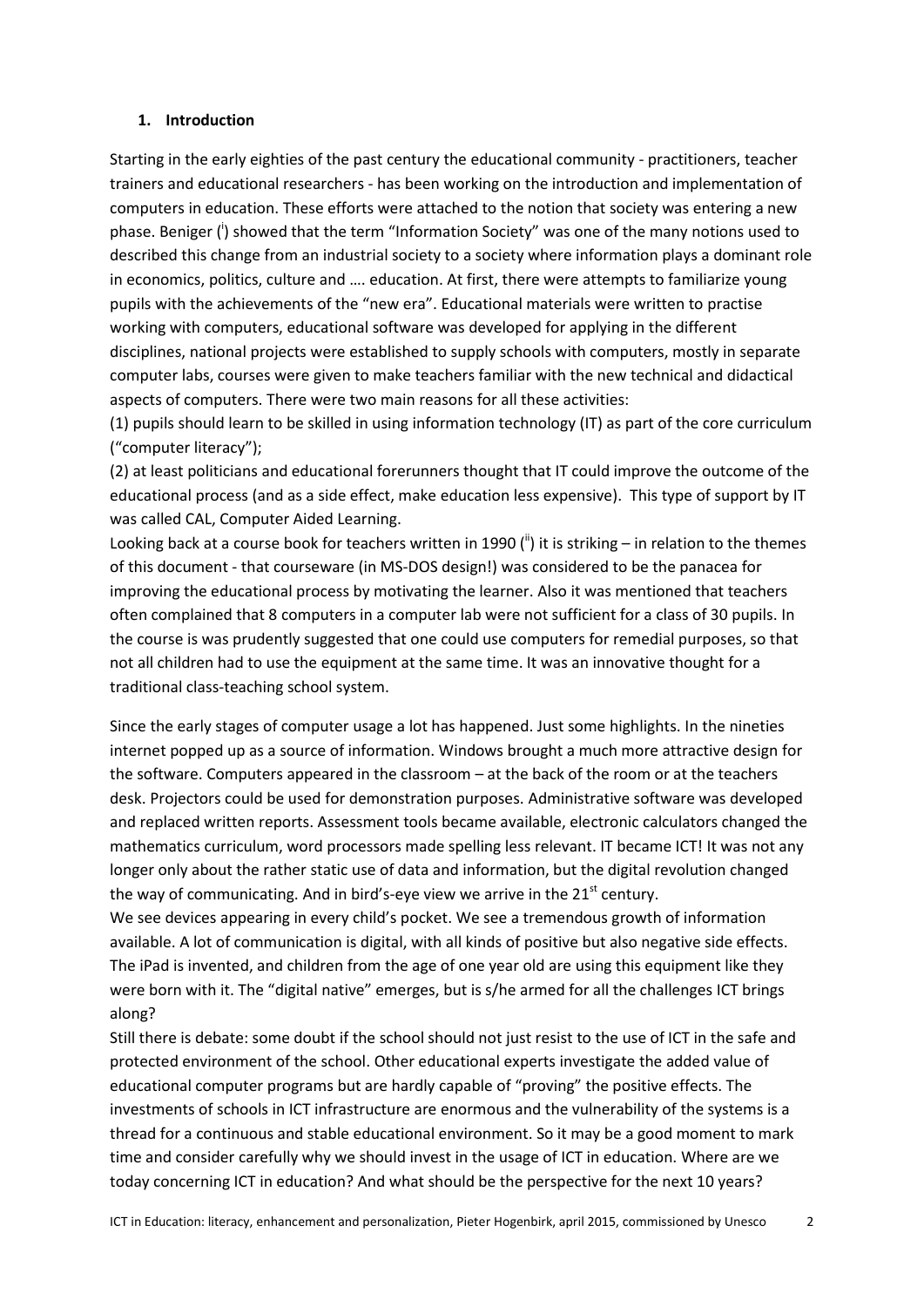## 1. Introduction

Starting in the early eighties of the past century the educational community - practitioners, teacher trainers and educational researchers - has been working on the introduction and implementation of computers in education. These efforts were attached to the notion that society was entering a new phase. Beniger ([i]) showed that the term “Information Society” was one of the many notions used to described this change from an industrial society to a society where information plays a dominant role in economics, politics, culture and …. education. At first, there were attempts to familiarize young pupils with the achievements of the “new era”. Educational materials were written to practise working with computers, educational software was developed for applying in the different disciplines, national projects were established to supply schools with computers, mostly in separate computer labs, courses were given to make teachers familiar with the new technical and didactical aspects of computers. There were two main reasons for all these activities:

(1) pupils should learn to be skilled in using information technology (IT) as part of the core curriculum (“computer literacy”);

(2) at least politicians and educational forerunners thought that IT could improve the outcome of the educational process (and as a side effect, make education less expensive). This type of support by IT was called CAL, Computer Aided Learning.

Looking back at a course book for teachers written in 1990 ([ii]) it is striking – in relation to the themes of this document - that courseware (in MS-DOS design!) was considered to be the panacea for improving the educational process by motivating the learner. Also it was mentioned that teachers often complained that 8 computers in a computer lab were not sufficient for a class of 30 pupils. In the course is was prudently suggested that one could use computers for remedial purposes, so that not all children had to use the equipment at the same time. It was an innovative thought for a traditional class-teaching school system.

Since the early stages of computer usage a lot has happened. Just some highlights. In the nineties internet popped up as a source of information. Windows brought a much more attractive design for the software. Computers appeared in the classroom – at the back of the room or at the teachers desk. Projectors could be used for demonstration purposes. Administrative software was developed and replaced written reports. Assessment tools became available, electronic calculators changed the mathematics curriculum, word processors made spelling less relevant. IT became ICT! It was not any longer only about the rather static use of data and information, but the digital revolution changed the way of communicating. And in bird’s-eye view we arrive in the 21st century.

We see devices appearing in every child’s pocket. We see a tremendous growth of information available. A lot of communication is digital, with all kinds of positive but also negative side effects. The iPad is invented, and children from the age of one year old are using this equipment like they were born with it. The “digital native” emerges, but is s/he armed for all the challenges ICT brings along?

Still there is debate: some doubt if the school should not just resist to the use of ICT in the safe and protected environment of the school. Other educational experts investigate the added value of educational computer programs but are hardly capable of “proving” the positive effects. The investments of schools in ICT infrastructure are enormous and the vulnerability of the systems is a thread for a continuous and stable educational environment. So it may be a good moment to mark time and consider carefully why we should invest in the usage of ICT in education. Where are we today concerning ICT in education? And what should be the perspective for the next 10 years?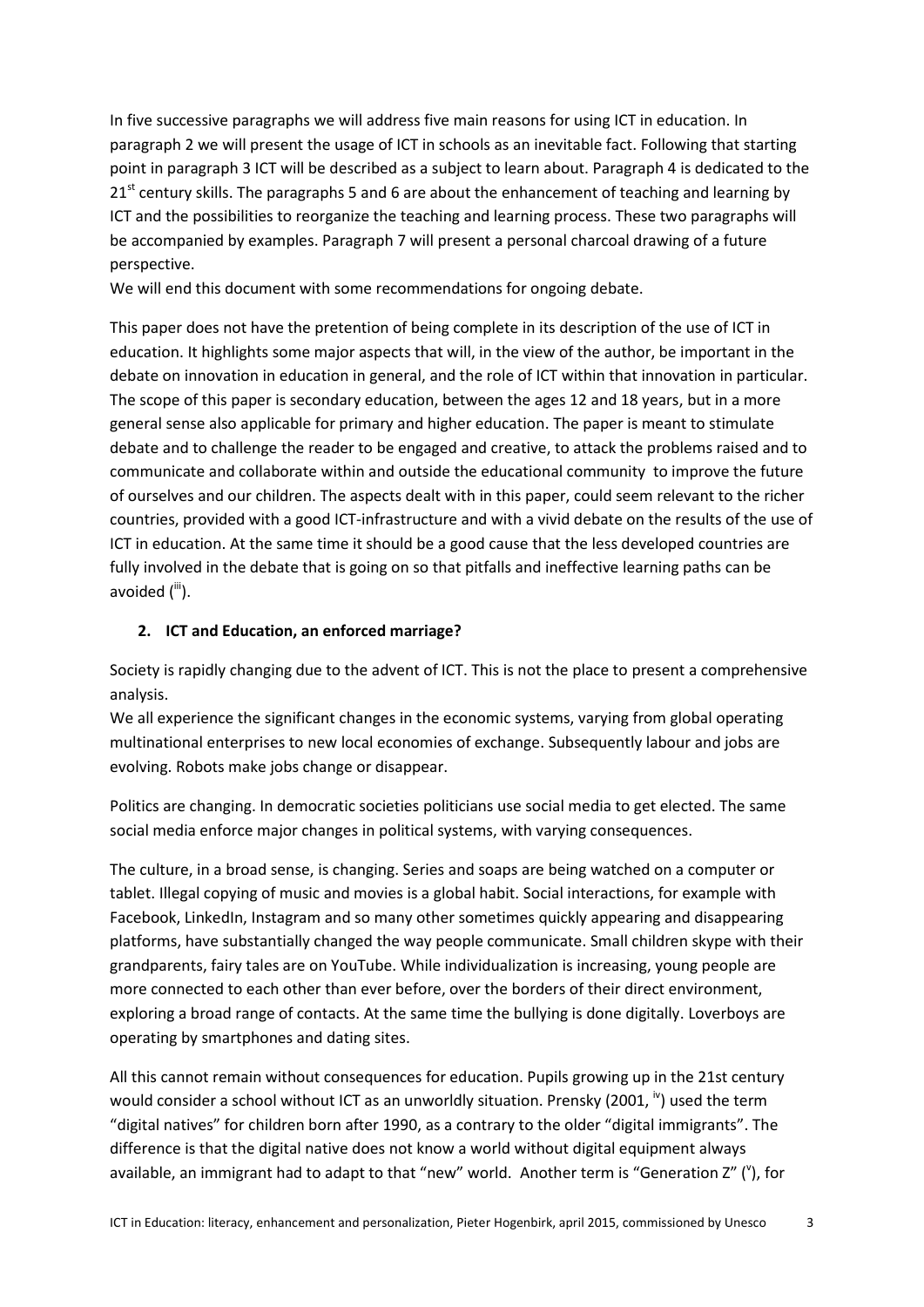In five successive paragraphs we will address five main reasons for using ICT in education. In paragraph 2 we will present the usage of ICT in schools as an inevitable fact. Following that starting point in paragraph 3 ICT will be described as a subject to learn about. Paragraph 4 is dedicated to the 21st century skills. The paragraphs 5 and 6 are about the enhancement of teaching and learning by ICT and the possibilities to reorganize the teaching and learning process. These two paragraphs will be accompanied by examples. Paragraph 7 will present a personal charcoal drawing of a future perspective.
We will end this document with some recommendations for ongoing debate.

This paper does not have the pretention of being complete in its description of the use of ICT in education. It highlights some major aspects that will, in the view of the author, be important in the debate on innovation in education in general, and the role of ICT within that innovation in particular. The scope of this paper is secondary education, between the ages 12 and 18 years, but in a more general sense also applicable for primary and higher education. The paper is meant to stimulate debate and to challenge the reader to be engaged and creative, to attack the problems raised and to communicate and collaborate within and outside the educational community to improve the future of ourselves and our children. The aspects dealt with in this paper, could seem relevant to the richer countries, provided with a good ICT-infrastructure and with a vivid debate on the results of the use of ICT in education. At the same time it should be a good cause that the less developed countries are fully involved in the debate that is going on so that pitfalls and ineffective learning paths can be avoided ([iii]).

## 2. ICT and Education, an enforced marriage?

Society is rapidly changing due to the advent of ICT. This is not the place to present a comprehensive analysis.
We all experience the significant changes in the economic systems, varying from global operating multinational enterprises to new local economies of exchange. Subsequently labour and jobs are evolving. Robots make jobs change or disappear.

Politics are changing. In democratic societies politicians use social media to get elected. The same social media enforce major changes in political systems, with varying consequences.

The culture, in a broad sense, is changing. Series and soaps are being watched on a computer or tablet. Illegal copying of music and movies is a global habit. Social interactions, for example with Facebook, LinkedIn, Instagram and so many other sometimes quickly appearing and disappearing platforms, have substantially changed the way people communicate. Small children skype with their grandparents, fairy tales are on YouTube. While individualization is increasing, young people are more connected to each other than ever before, over the borders of their direct environment, exploring a broad range of contacts. At the same time the bullying is done digitally. Loverboys are operating by smartphones and dating sites.

All this cannot remain without consequences for education. Pupils growing up in the 21st century would consider a school without ICT as an unworldly situation. Prensky (2001, [iv]) used the term "digital natives" for children born after 1990, as a contrary to the older "digital immigrants". The difference is that the digital native does not know a world without digital equipment always available, an immigrant had to adapt to that "new" world. Another term is "Generation Z" ([v]), for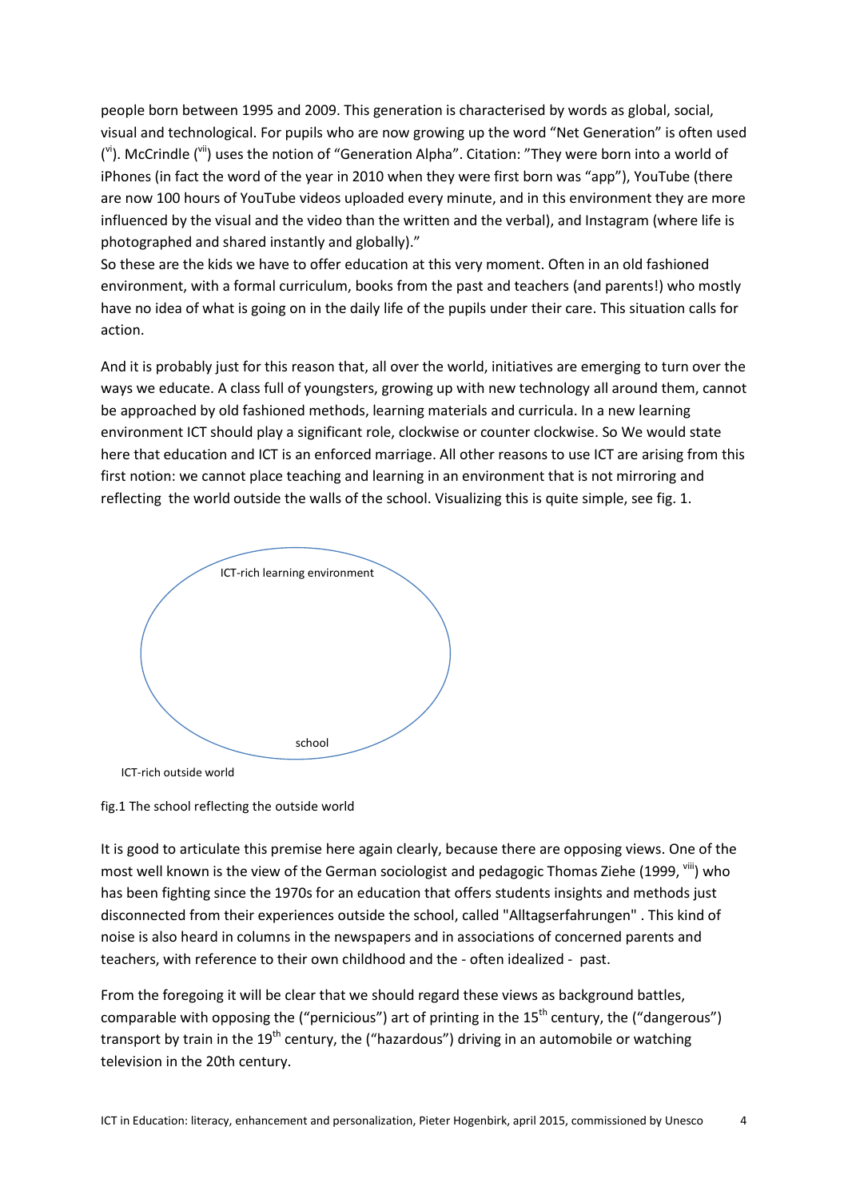people born between 1995 and 2009. This generation is characterised by words as global, social, visual and technological. For pupils who are now growing up the word "Net Generation" is often used ([vi]). McCrindle ([vii]) uses the notion of "Generation Alpha". Citation: "They were born into a world of iPhones (in fact the word of the year in 2010 when they were first born was "app"), YouTube (there are now 100 hours of YouTube videos uploaded every minute, and in this environment they are more influenced by the visual and the video than the written and the verbal), and Instagram (where life is photographed and shared instantly and globally)."
So these are the kids we have to offer education at this very moment. Often in an old fashioned environment, with a formal curriculum, books from the past and teachers (and parents!) who mostly have no idea of what is going on in the daily life of the pupils under their care. This situation calls for action.

And it is probably just for this reason that, all over the world, initiatives are emerging to turn over the ways we educate. A class full of youngsters, growing up with new technology all around them, cannot be approached by old fashioned methods, learning materials and curricula. In a new learning environment ICT should play a significant role, clockwise or counter clockwise. So We would state here that education and ICT is an enforced marriage. All other reasons to use ICT are arising from this first notion: we cannot place teaching and learning in an environment that is not mirroring and reflecting the world outside the walls of the school. Visualizing this is quite simple, see fig. 1.

ICT-rich learning environment

school

ICT-rich outside world

fig.1 The school reflecting the outside world

It is good to articulate this premise here again clearly, because there are opposing views. One of the most well known is the view of the German sociologist and pedagogic Thomas Ziehe (1999, [viii]) who has been fighting since the 1970s for an education that offers students insights and methods just disconnected from their experiences outside the school, called "Alltagserfahrungen" . This kind of noise is also heard in columns in the newspapers and in associations of concerned parents and teachers, with reference to their own childhood and the - often idealized - past.

From the foregoing it will be clear that we should regard these views as background battles, comparable with opposing the ("pernicious") art of printing in the 15th century, the ("dangerous") transport by train in the 19th century, the ("hazardous") driving in an automobile or watching television in the 20th century.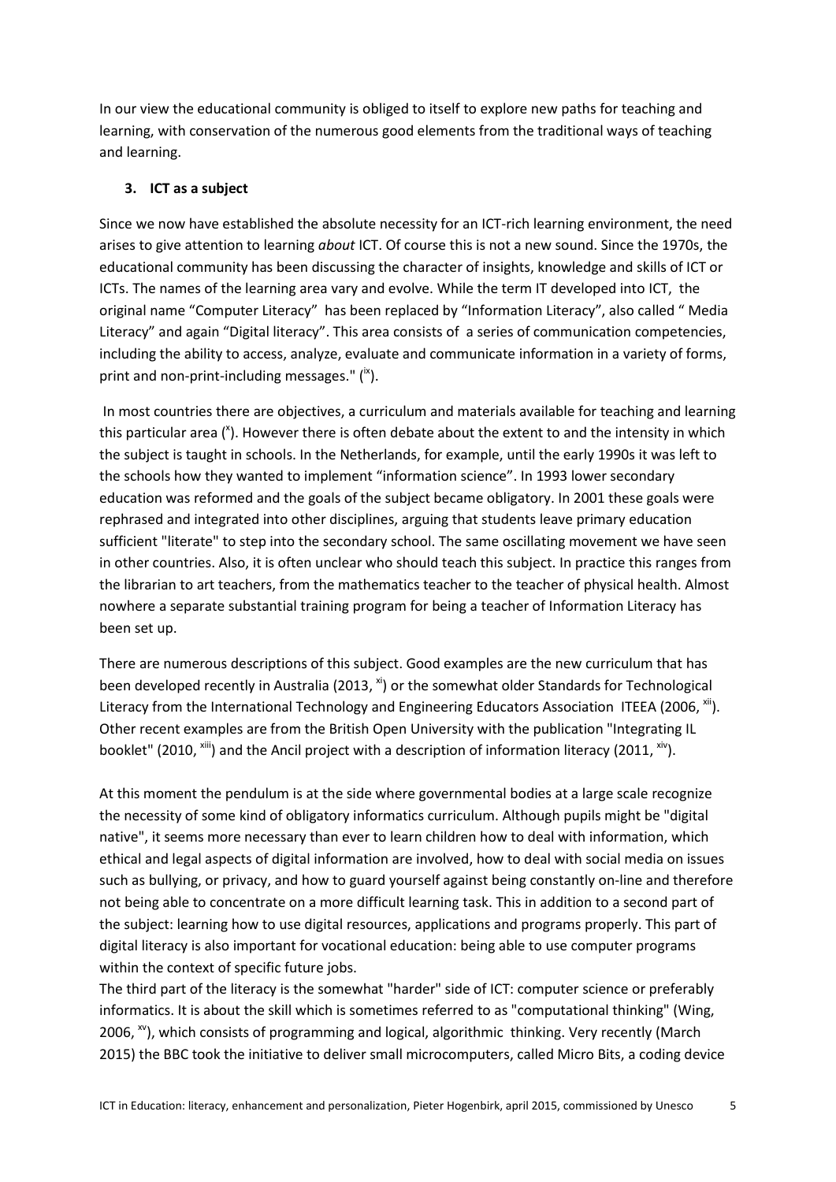In our view the educational community is obliged to itself to explore new paths for teaching and learning, with conservation of the numerous good elements from the traditional ways of teaching and learning.

## 3. ICT as a subject

Since we now have established the absolute necessity for an ICT-rich learning environment, the need arises to give attention to learning *about* ICT. Of course this is not a new sound. Since the 1970s, the educational community has been discussing the character of insights, knowledge and skills of ICT or ICTs. The names of the learning area vary and evolve. While the term IT developed into ICT, the original name "Computer Literacy" has been replaced by "Information Literacy", also called " Media Literacy" and again "Digital literacy". This area consists of a series of communication competencies, including the ability to access, analyze, evaluate and communicate information in a variety of forms, print and non-print-including messages." ([ix]).

In most countries there are objectives, a curriculum and materials available for teaching and learning this particular area ([x]). However there is often debate about the extent to and the intensity in which the subject is taught in schools. In the Netherlands, for example, until the early 1990s it was left to the schools how they wanted to implement "information science". In 1993 lower secondary education was reformed and the goals of the subject became obligatory. In 2001 these goals were rephrased and integrated into other disciplines, arguing that students leave primary education sufficient "literate" to step into the secondary school. The same oscillating movement we have seen in other countries. Also, it is often unclear who should teach this subject. In practice this ranges from the librarian to art teachers, from the mathematics teacher to the teacher of physical health. Almost nowhere a separate substantial training program for being a teacher of Information Literacy has been set up.

There are numerous descriptions of this subject. Good examples are the new curriculum that has been developed recently in Australia (2013, [xi]) or the somewhat older Standards for Technological Literacy from the International Technology and Engineering Educators Association ITEEA (2006, [xii]). Other recent examples are from the British Open University with the publication "Integrating IL booklet" (2010, [xiii]) and the Ancil project with a description of information literacy (2011, [xiv]).

At this moment the pendulum is at the side where governmental bodies at a large scale recognize the necessity of some kind of obligatory informatics curriculum. Although pupils might be "digital native", it seems more necessary than ever to learn children how to deal with information, which ethical and legal aspects of digital information are involved, how to deal with social media on issues such as bullying, or privacy, and how to guard yourself against being constantly on-line and therefore not being able to concentrate on a more difficult learning task. This in addition to a second part of the subject: learning how to use digital resources, applications and programs properly. This part of digital literacy is also important for vocational education: being able to use computer programs within the context of specific future jobs.

The third part of the literacy is the somewhat "harder" side of ICT: computer science or preferably informatics. It is about the skill which is sometimes referred to as "computational thinking" (Wing, 2006, [xv]), which consists of programming and logical, algorithmic thinking. Very recently (March 2015) the BBC took the initiative to deliver small microcomputers, called Micro Bits, a coding device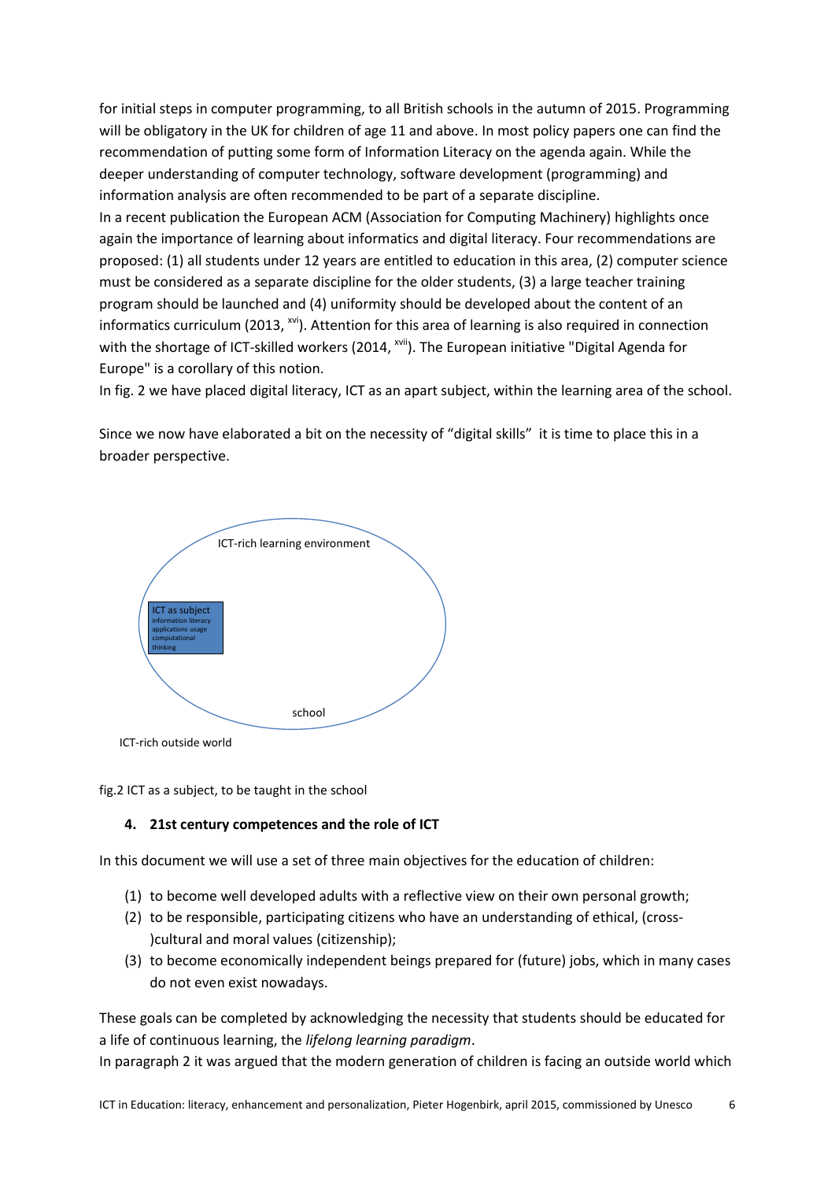for initial steps in computer programming, to all British schools in the autumn of 2015. Programming will be obligatory in the UK for children of age 11 and above. In most policy papers one can find the recommendation of putting some form of Information Literacy on the agenda again. While the deeper understanding of computer technology, software development (programming) and information analysis are often recommended to be part of a separate discipline.

In a recent publication the European ACM (Association for Computing Machinery) highlights once again the importance of learning about informatics and digital literacy. Four recommendations are proposed: (1) all students under 12 years are entitled to education in this area, (2) computer science must be considered as a separate discipline for the older students, (3) a large teacher training program should be launched and (4) uniformity should be developed about the content of an informatics curriculum (2013, [xvi]). Attention for this area of learning is also required in connection with the shortage of ICT-skilled workers (2014, [xvii]). The European initiative "Digital Agenda for Europe" is a corollary of this notion.

In fig. 2 we have placed digital literacy, ICT as an apart subject, within the learning area of the school.

Since we now have elaborated a bit on the necessity of “digital skills” it is time to place this in a broader perspective.

ICT-rich learning environment

ICT as subject
information literacy
applications usage
computational thinking

school

ICT-rich outside world

fig.2 ICT as a subject, to be taught in the school

## 4. 21st century competences and the role of ICT

In this document we will use a set of three main objectives for the education of children:

(1) to become well developed adults with a reflective view on their own personal growth;
(2) to be responsible, participating citizens who have an understanding of ethical, (cross-)cultural and moral values (citizenship);
(3) to become economically independent beings prepared for (future) jobs, which in many cases do not even exist nowadays.

These goals can be completed by acknowledging the necessity that students should be educated for a life of continuous learning, the *lifelong learning paradigm*.

In paragraph 2 it was argued that the modern generation of children is facing an outside world which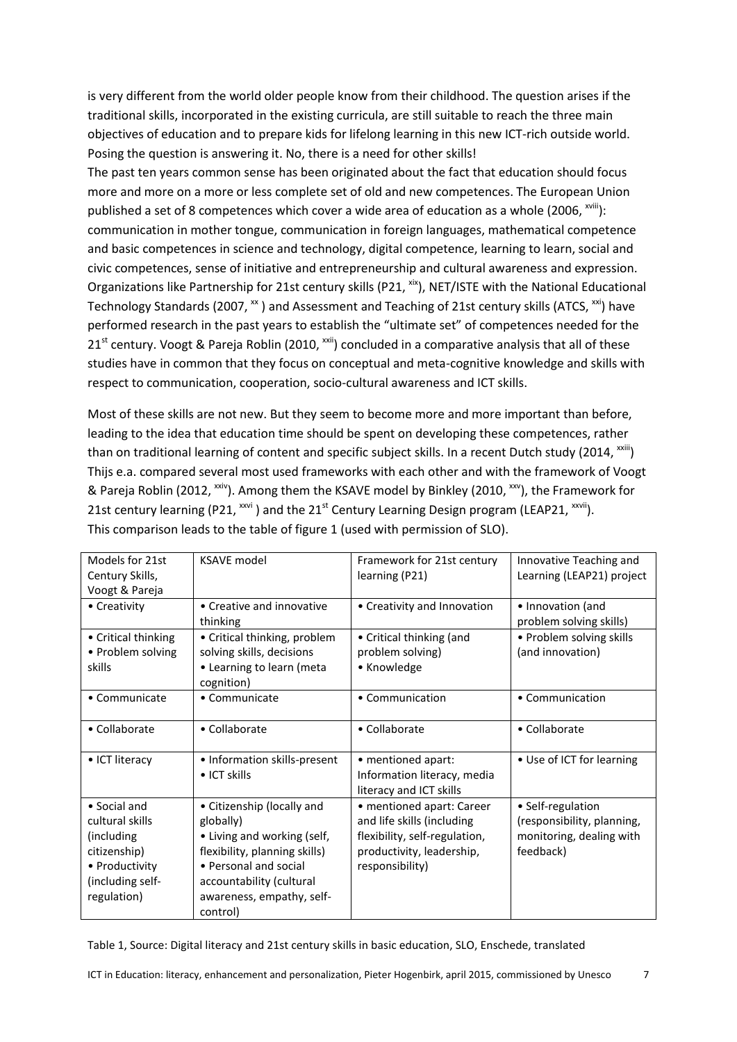is very different from the world older people know from their childhood. The question arises if the traditional skills, incorporated in the existing curricula, are still suitable to reach the three main objectives of education and to prepare kids for lifelong learning in this new ICT-rich outside world. Posing the question is answering it. No, there is a need for other skills!

The past ten years common sense has been originated about the fact that education should focus more and more on a more or less complete set of old and new competences. The European Union published a set of 8 competences which cover a wide area of education as a whole (2006, [xviii]): communication in mother tongue, communication in foreign languages, mathematical competence and basic competences in science and technology, digital competence, learning to learn, social and civic competences, sense of initiative and entrepreneurship and cultural awareness and expression. Organizations like Partnership for 21st century skills (P21, [xix]), NET/ISTE with the National Educational Technology Standards (2007, [xx] ) and Assessment and Teaching of 21st century skills (ATCS, [xxi]) have performed research in the past years to establish the "ultimate set" of competences needed for the 21st century. Voogt & Pareja Roblin (2010, [xxii]) concluded in a comparative analysis that all of these studies have in common that they focus on conceptual and meta-cognitive knowledge and skills with respect to communication, cooperation, socio-cultural awareness and ICT skills.

Most of these skills are not new. But they seem to become more and more important than before, leading to the idea that education time should be spent on developing these competences, rather than on traditional learning of content and specific subject skills. In a recent Dutch study (2014, [xxiii]) Thijs e.a. compared several most used frameworks with each other and with the framework of Voogt & Pareja Roblin (2012, [xxiv]). Among them the KSAVE model by Binkley (2010, [xxv]), the Framework for 21st century learning (P21, [xxvi] ) and the 21st Century Learning Design program (LEAP21, [xxvii]). This comparison leads to the table of figure 1 (used with permission of SLO).

| Models for 21st Century Skills, Voogt & Pareja | KSAVE model | Framework for 21st century learning (P21) | Innovative Teaching and Learning (LEAP21) project |
|---|---|---|---|
| • Creativity | • Creative and innovative thinking | • Creativity and Innovation | • Innovation (and problem solving skills) |
| • Critical thinking<br>• Problem solving skills | • Critical thinking, problem solving skills, decisions<br>• Learning to learn (meta cognition) | • Critical thinking (and problem solving)<br>• Knowledge | • Problem solving skills (and innovation) |
| • Communicate | • Communicate | • Communication | • Communication |
| • Collaborate | • Collaborate | • Collaborate | • Collaborate |
| • ICT literacy | • Information skills-present<br>• ICT skills | • mentioned apart: Information literacy, media literacy and ICT skills | • Use of ICT for learning |
| • Social and cultural skills (including citizenship)<br>• Productivity (including self-regulation) | • Citizenship (locally and globally)<br>• Living and working (self, flexibility, planning skills)<br>• Personal and social accountability (cultural awareness, empathy, self-control) | • mentioned apart: Career and life skills (including flexibility, self-regulation, productivity, leadership, responsibility) | • Self-regulation (responsibility, planning, monitoring, dealing with feedback) |

Table 1, Source: Digital literacy and 21st century skills in basic education, SLO, Enschede, translated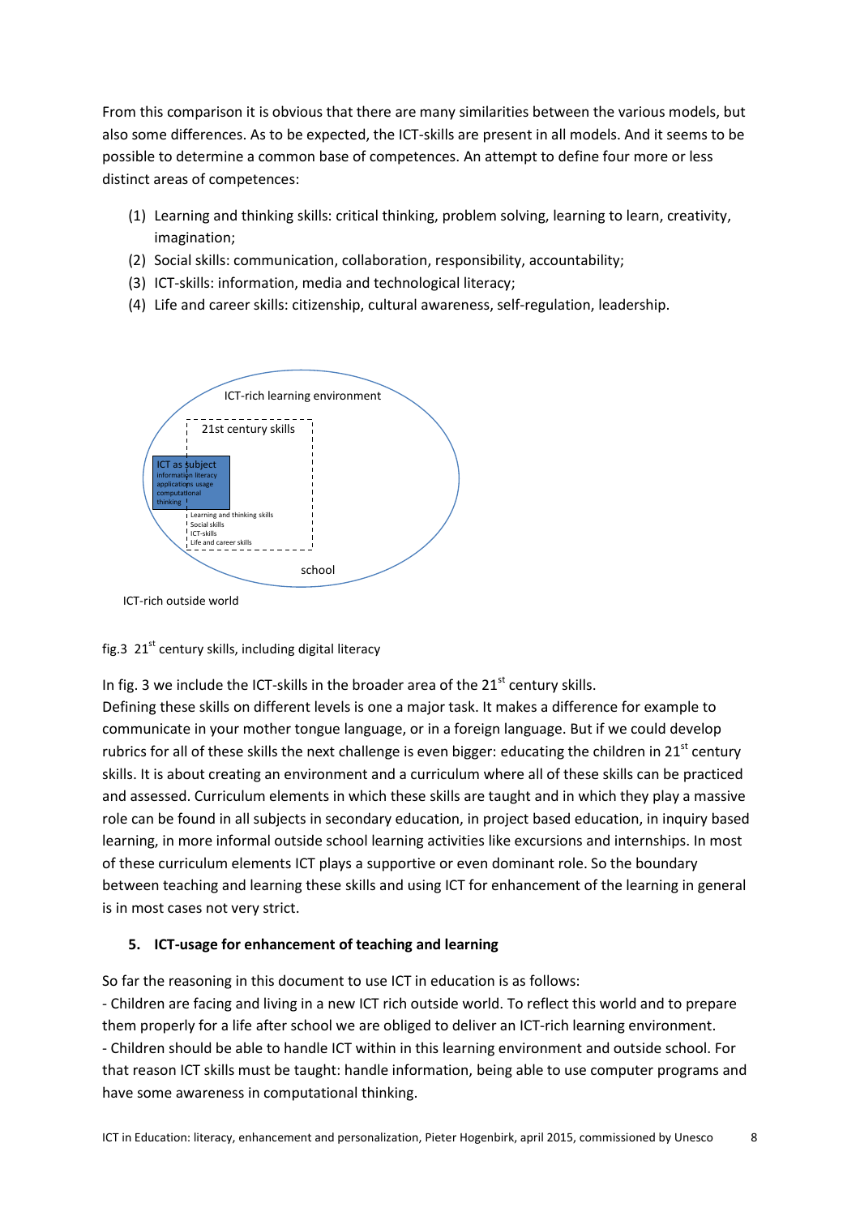From this comparison it is obvious that there are many similarities between the various models, but also some differences. As to be expected, the ICT-skills are present in all models. And it seems to be possible to determine a common base of competences. An attempt to define four more or less distinct areas of competences:

1. Learning and thinking skills: critical thinking, problem solving, learning to learn, creativity, imagination;
2. Social skills: communication, collaboration, responsibility, accountability;
3. ICT-skills: information, media and technological literacy;
4. Life and career skills: citizenship, cultural awareness, self-regulation, leadership.

ICT-rich learning environment

21st century skills

ICT as subject
information literacy
applications usage
computational thinking

Learning and thinking skills
Social skills
ICT-skills
Life and career skills

school

ICT-rich outside world

fig.3 21st century skills, including digital literacy

In fig. 3 we include the ICT-skills in the broader area of the 21st century skills.

Defining these skills on different levels is one a major task. It makes a difference for example to communicate in your mother tongue language, or in a foreign language. But if we could develop rubrics for all of these skills the next challenge is even bigger: educating the children in 21st century skills. It is about creating an environment and a curriculum where all of these skills can be practiced and assessed. Curriculum elements in which these skills are taught and in which they play a massive role can be found in all subjects in secondary education, in project based education, in inquiry based learning, in more informal outside school learning activities like excursions and internships. In most of these curriculum elements ICT plays a supportive or even dominant role. So the boundary between teaching and learning these skills and using ICT for enhancement of the learning in general is in most cases not very strict.

## 5. ICT-usage for enhancement of teaching and learning

So far the reasoning in this document to use ICT in education is as follows:

- Children are facing and living in a new ICT rich outside world. To reflect this world and to prepare them properly for a life after school we are obliged to deliver an ICT-rich learning environment.
- Children should be able to handle ICT within in this learning environment and outside school. For that reason ICT skills must be taught: handle information, being able to use computer programs and have some awareness in computational thinking.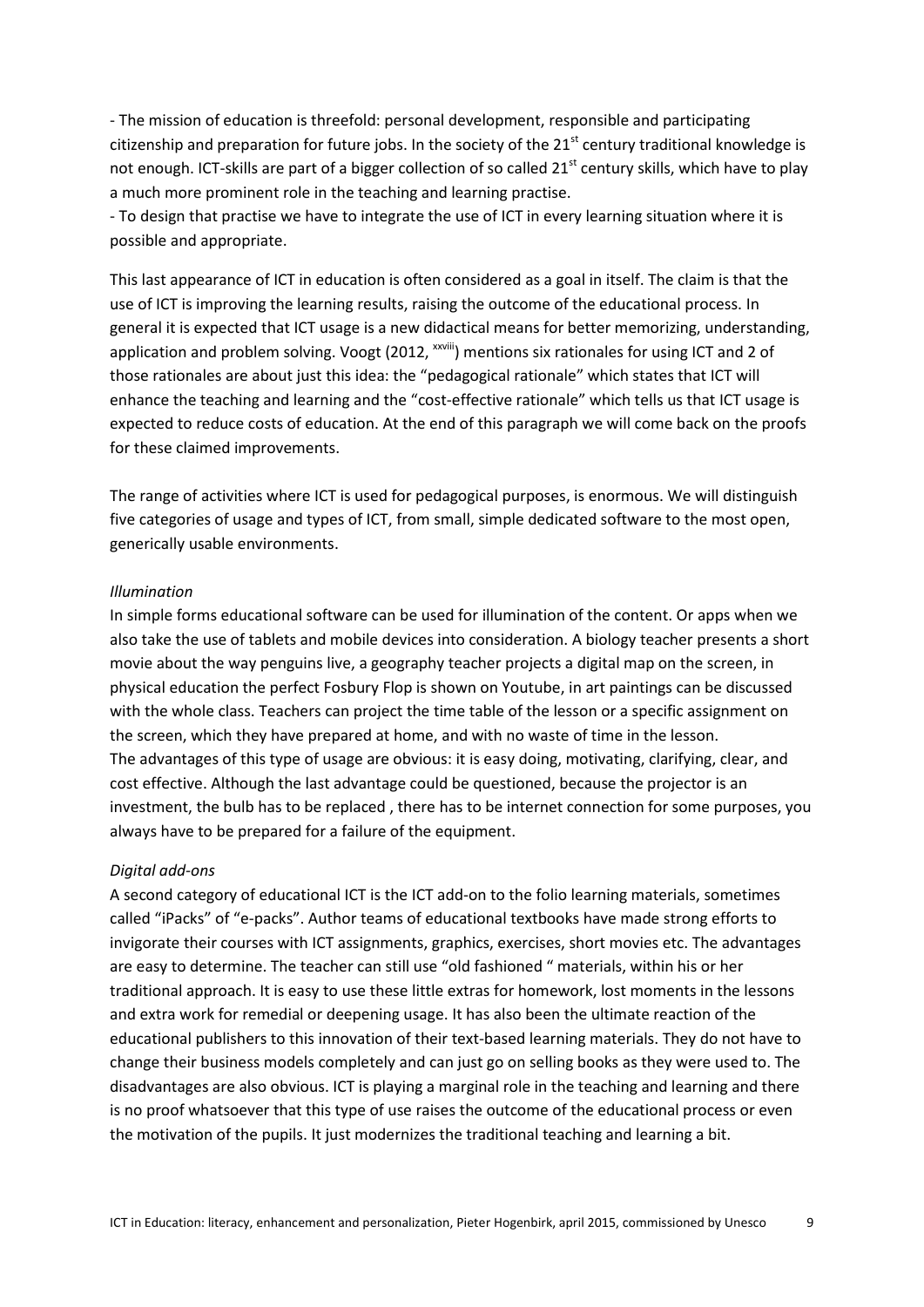- The mission of education is threefold: personal development, responsible and participating citizenship and preparation for future jobs. In the society of the 21$^{st}$ century traditional knowledge is not enough. ICT-skills are part of a bigger collection of so called 21$^{st}$ century skills, which have to play a much more prominent role in the teaching and learning practise.
- To design that practise we have to integrate the use of ICT in every learning situation where it is possible and appropriate.

This last appearance of ICT in education is often considered as a goal in itself. The claim is that the use of ICT is improving the learning results, raising the outcome of the educational process. In general it is expected that ICT usage is a new didactical means for better memorizing, understanding, application and problem solving. Voogt (2012, [xxviii]) mentions six rationales for using ICT and 2 of those rationales are about just this idea: the "pedagogical rationale" which states that ICT will enhance the teaching and learning and the "cost-effective rationale" which tells us that ICT usage is expected to reduce costs of education. At the end of this paragraph we will come back on the proofs for these claimed improvements.

The range of activities where ICT is used for pedagogical purposes, is enormous. We will distinguish five categories of usage and types of ICT, from small, simple dedicated software to the most open, generically usable environments.

*Illumination*

In simple forms educational software can be used for illumination of the content. Or apps when we also take the use of tablets and mobile devices into consideration. A biology teacher presents a short movie about the way penguins live, a geography teacher projects a digital map on the screen, in physical education the perfect Fosbury Flop is shown on Youtube, in art paintings can be discussed with the whole class. Teachers can project the time table of the lesson or a specific assignment on the screen, which they have prepared at home, and with no waste of time in the lesson.
The advantages of this type of usage are obvious: it is easy doing, motivating, clarifying, clear, and cost effective. Although the last advantage could be questioned, because the projector is an investment, the bulb has to be replaced , there has to be internet connection for some purposes, you always have to be prepared for a failure of the equipment.

*Digital add-ons*

A second category of educational ICT is the ICT add-on to the folio learning materials, sometimes called "iPacks" of "e-packs". Author teams of educational textbooks have made strong efforts to invigorate their courses with ICT assignments, graphics, exercises, short movies etc. The advantages are easy to determine. The teacher can still use "old fashioned " materials, within his or her traditional approach. It is easy to use these little extras for homework, lost moments in the lessons and extra work for remedial or deepening usage. It has also been the ultimate reaction of the educational publishers to this innovation of their text-based learning materials. They do not have to change their business models completely and can just go on selling books as they were used to. The disadvantages are also obvious. ICT is playing a marginal role in the teaching and learning and there is no proof whatsoever that this type of use raises the outcome of the educational process or even the motivation of the pupils. It just modernizes the traditional teaching and learning a bit.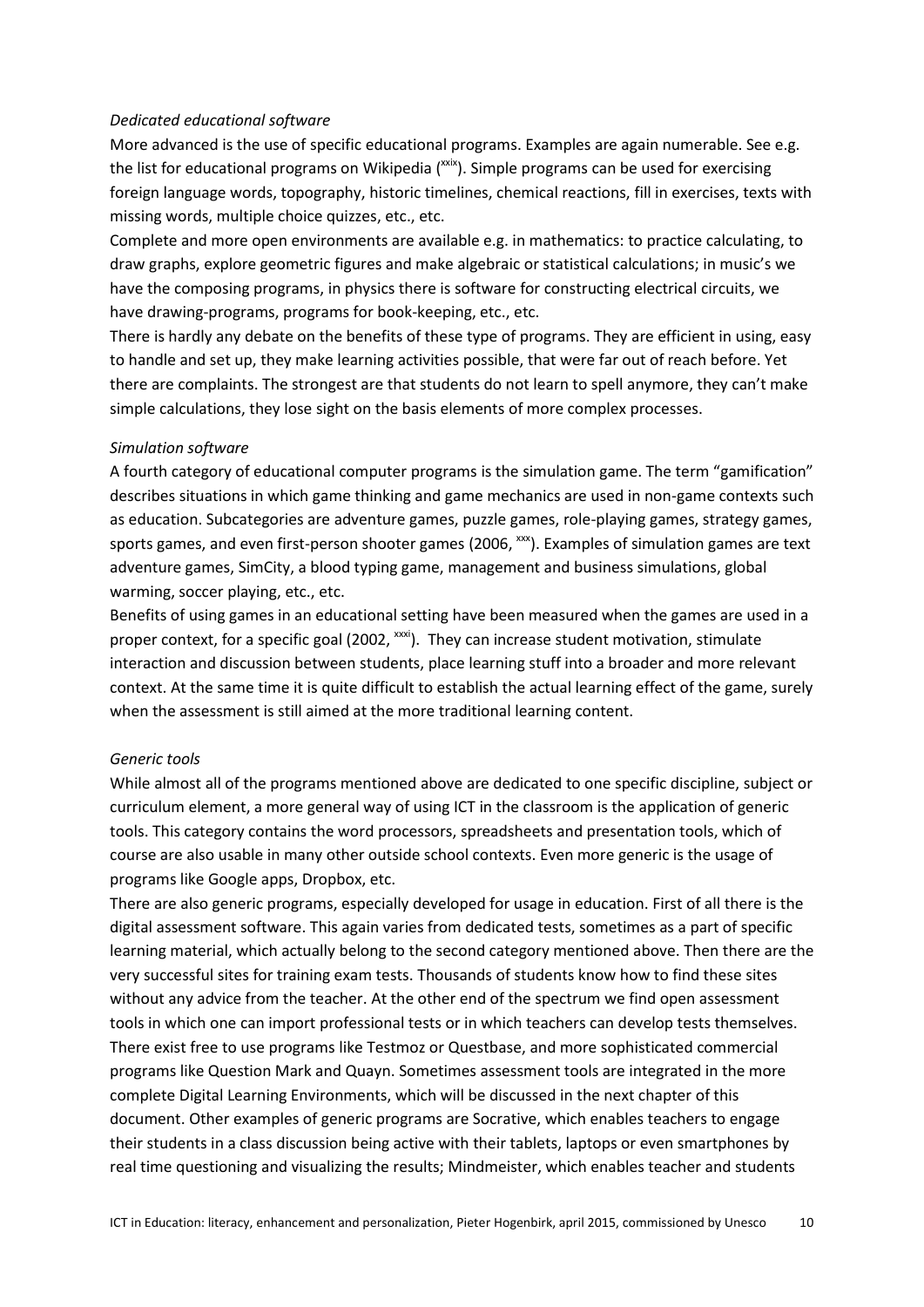*Dedicated educational software*

More advanced is the use of specific educational programs. Examples are again numerable. See e.g. the list for educational programs on Wikipedia ([xxix]). Simple programs can be used for exercising foreign language words, topography, historic timelines, chemical reactions, fill in exercises, texts with missing words, multiple choice quizzes, etc., etc.

Complete and more open environments are available e.g. in mathematics: to practice calculating, to draw graphs, explore geometric figures and make algebraic or statistical calculations; in music's we have the composing programs, in physics there is software for constructing electrical circuits, we have drawing-programs, programs for book-keeping, etc., etc.

There is hardly any debate on the benefits of these type of programs. They are efficient in using, easy to handle and set up, they make learning activities possible, that were far out of reach before. Yet there are complaints. The strongest are that students do not learn to spell anymore, they can't make simple calculations, they lose sight on the basis elements of more complex processes.

*Simulation software*

A fourth category of educational computer programs is the simulation game. The term "gamification" describes situations in which game thinking and game mechanics are used in non-game contexts such as education. Subcategories are adventure games, puzzle games, role-playing games, strategy games, sports games, and even first-person shooter games (2006, [xxx]). Examples of simulation games are text adventure games, SimCity, a blood typing game, management and business simulations, global warming, soccer playing, etc., etc.

Benefits of using games in an educational setting have been measured when the games are used in a proper context, for a specific goal (2002, [xxxi]). They can increase student motivation, stimulate interaction and discussion between students, place learning stuff into a broader and more relevant context. At the same time it is quite difficult to establish the actual learning effect of the game, surely when the assessment is still aimed at the more traditional learning content.

*Generic tools*

While almost all of the programs mentioned above are dedicated to one specific discipline, subject or curriculum element, a more general way of using ICT in the classroom is the application of generic tools. This category contains the word processors, spreadsheets and presentation tools, which of course are also usable in many other outside school contexts. Even more generic is the usage of programs like Google apps, Dropbox, etc.

There are also generic programs, especially developed for usage in education. First of all there is the digital assessment software. This again varies from dedicated tests, sometimes as a part of specific learning material, which actually belong to the second category mentioned above. Then there are the very successful sites for training exam tests. Thousands of students know how to find these sites without any advice from the teacher. At the other end of the spectrum we find open assessment tools in which one can import professional tests or in which teachers can develop tests themselves. There exist free to use programs like Testmoz or Questbase, and more sophisticated commercial programs like Question Mark and Quayn. Sometimes assessment tools are integrated in the more complete Digital Learning Environments, which will be discussed in the next chapter of this document. Other examples of generic programs are Socrative, which enables teachers to engage their students in a class discussion being active with their tablets, laptops or even smartphones by real time questioning and visualizing the results; Mindmeister, which enables teacher and students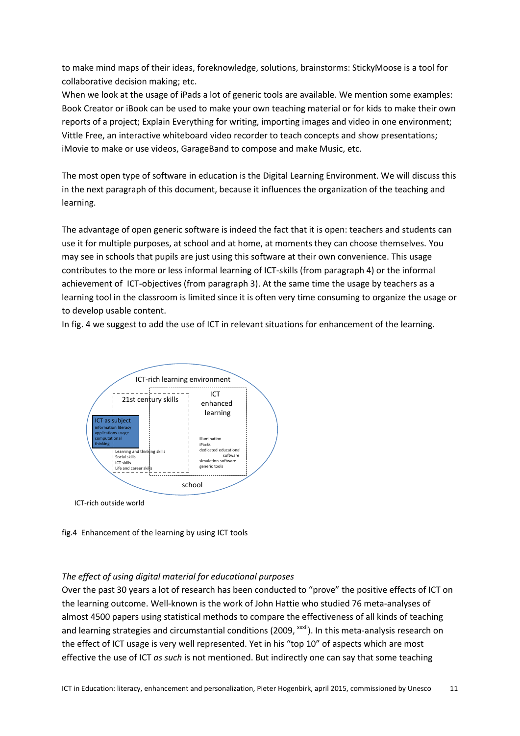to make mind maps of their ideas, foreknowledge, solutions, brainstorms: StickyMoose is a tool for collaborative decision making; etc.
When we look at the usage of iPads a lot of generic tools are available. We mention some examples: Book Creator or iBook can be used to make your own teaching material or for kids to make their own reports of a project; Explain Everything for writing, importing images and video in one environment; Vittle Free, an interactive whiteboard video recorder to teach concepts and show presentations; iMovie to make or use videos, GarageBand to compose and make Music, etc.

The most open type of software in education is the Digital Learning Environment. We will discuss this in the next paragraph of this document, because it influences the organization of the teaching and learning.

The advantage of open generic software is indeed the fact that it is open: teachers and students can use it for multiple purposes, at school and at home, at moments they can choose themselves. You may see in schools that pupils are just using this software at their own convenience. This usage contributes to the more or less informal learning of ICT-skills (from paragraph 4) or the informal achievement of ICT-objectives (from paragraph 3). At the same time the usage by teachers as a learning tool in the classroom is limited since it is often very time consuming to organize the usage or to develop usable content.
In fig. 4 we suggest to add the use of ICT in relevant situations for enhancement of the learning.

ICT-rich learning environment

21st century skills

ICT enhanced learning

ICT as subject
information literacy
applications usage
computational thinking

Learning and thinking skills
Social skills
ICT-skills
Life and career skills

illumination
iPacks
dedicated educational software
simulation software
generic tools

school

ICT-rich outside world

fig.4 Enhancement of the learning by using ICT tools

*The effect of using digital material for educational purposes*
Over the past 30 years a lot of research has been conducted to "prove" the positive effects of ICT on the learning outcome. Well-known is the work of John Hattie who studied 76 meta-analyses of almost 4500 papers using statistical methods to compare the effectiveness of all kinds of teaching and learning strategies and circumstantial conditions (2009, [xxxii]). In this meta-analysis research on the effect of ICT usage is very well represented. Yet in his "top 10" of aspects which are most effective the use of ICT *as such* is not mentioned. But indirectly one can say that some teaching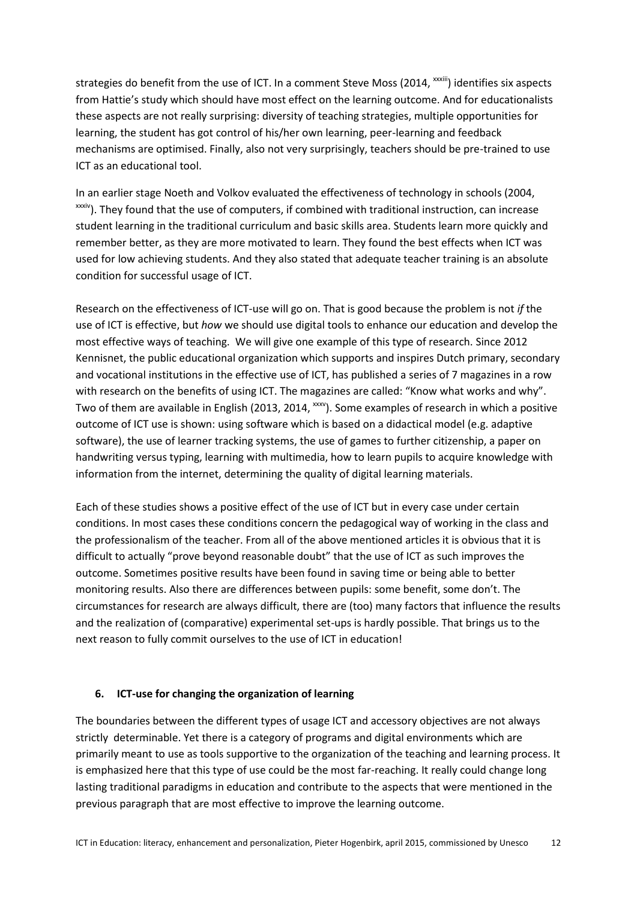strategies do benefit from the use of ICT. In a comment Steve Moss (2014, [xxxiii]) identifies six aspects from Hattie's study which should have most effect on the learning outcome. And for educationalists these aspects are not really surprising: diversity of teaching strategies, multiple opportunities for learning, the student has got control of his/her own learning, peer-learning and feedback mechanisms are optimised. Finally, also not very surprisingly, teachers should be pre-trained to use ICT as an educational tool.

In an earlier stage Noeth and Volkov evaluated the effectiveness of technology in schools (2004, [xxxiv]). They found that the use of computers, if combined with traditional instruction, can increase student learning in the traditional curriculum and basic skills area. Students learn more quickly and remember better, as they are more motivated to learn. They found the best effects when ICT was used for low achieving students. And they also stated that adequate teacher training is an absolute condition for successful usage of ICT.

Research on the effectiveness of ICT-use will go on. That is good because the problem is not *if* the use of ICT is effective, but *how* we should use digital tools to enhance our education and develop the most effective ways of teaching. We will give one example of this type of research. Since 2012 Kennisnet, the public educational organization which supports and inspires Dutch primary, secondary and vocational institutions in the effective use of ICT, has published a series of 7 magazines in a row with research on the benefits of using ICT. The magazines are called: "Know what works and why". Two of them are available in English (2013, 2014, [xxxv]). Some examples of research in which a positive outcome of ICT use is shown: using software which is based on a didactical model (e.g. adaptive software), the use of learner tracking systems, the use of games to further citizenship, a paper on handwriting versus typing, learning with multimedia, how to learn pupils to acquire knowledge with information from the internet, determining the quality of digital learning materials.

Each of these studies shows a positive effect of the use of ICT but in every case under certain conditions. In most cases these conditions concern the pedagogical way of working in the class and the professionalism of the teacher. From all of the above mentioned articles it is obvious that it is difficult to actually "prove beyond reasonable doubt" that the use of ICT as such improves the outcome. Sometimes positive results have been found in saving time or being able to better monitoring results. Also there are differences between pupils: some benefit, some don't. The circumstances for research are always difficult, there are (too) many factors that influence the results and the realization of (comparative) experimental set-ups is hardly possible. That brings us to the next reason to fully commit ourselves to the use of ICT in education!

## 6. ICT-use for changing the organization of learning

The boundaries between the different types of usage ICT and accessory objectives are not always strictly determinable. Yet there is a category of programs and digital environments which are primarily meant to use as tools supportive to the organization of the teaching and learning process. It is emphasized here that this type of use could be the most far-reaching. It really could change long lasting traditional paradigms in education and contribute to the aspects that were mentioned in the previous paragraph that are most effective to improve the learning outcome.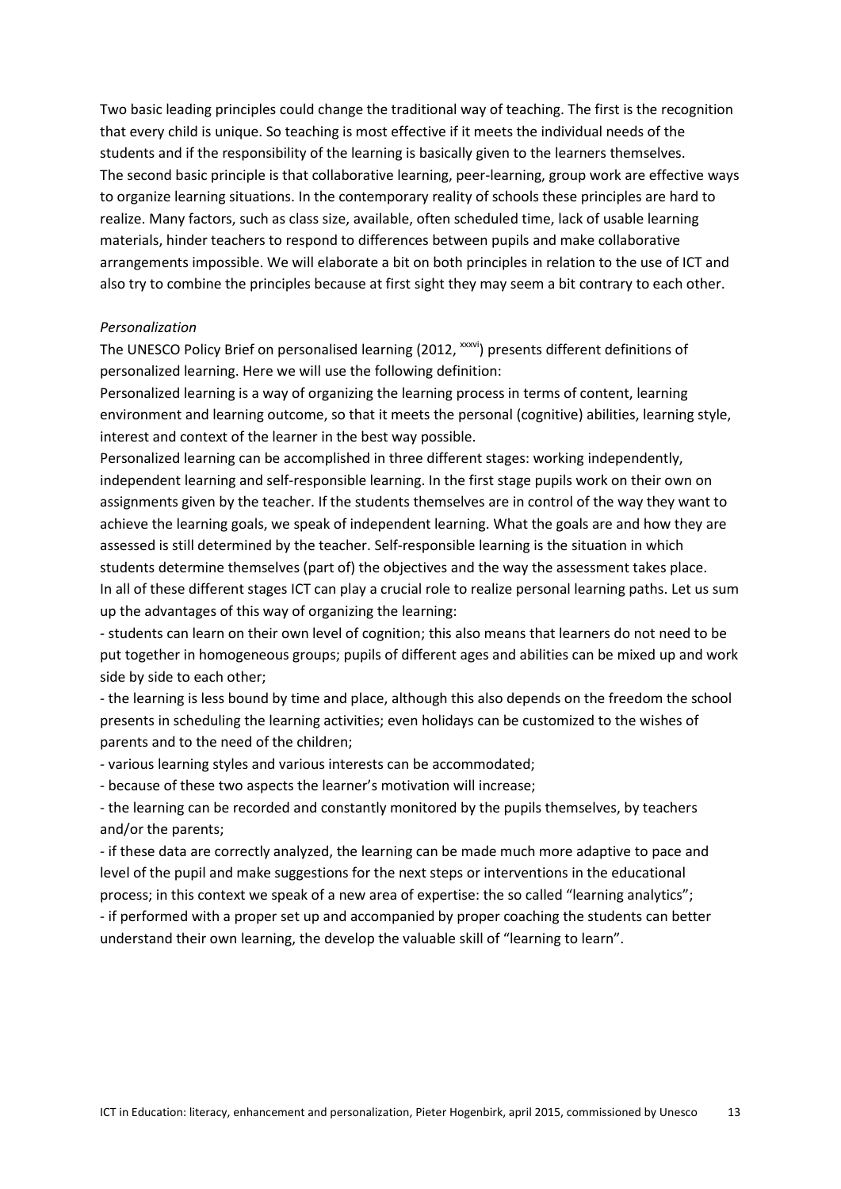Two basic leading principles could change the traditional way of teaching. The first is the recognition that every child is unique. So teaching is most effective if it meets the individual needs of the students and if the responsibility of the learning is basically given to the learners themselves. The second basic principle is that collaborative learning, peer-learning, group work are effective ways to organize learning situations. In the contemporary reality of schools these principles are hard to realize. Many factors, such as class size, available, often scheduled time, lack of usable learning materials, hinder teachers to respond to differences between pupils and make collaborative arrangements impossible. We will elaborate a bit on both principles in relation to the use of ICT and also try to combine the principles because at first sight they may seem a bit contrary to each other.

*Personalization*

The UNESCO Policy Brief on personalised learning (2012, [xxxvi]) presents different definitions of personalized learning. Here we will use the following definition:

Personalized learning is a way of organizing the learning process in terms of content, learning environment and learning outcome, so that it meets the personal (cognitive) abilities, learning style, interest and context of the learner in the best way possible.

Personalized learning can be accomplished in three different stages: working independently, independent learning and self-responsible learning. In the first stage pupils work on their own on assignments given by the teacher. If the students themselves are in control of the way they want to achieve the learning goals, we speak of independent learning. What the goals are and how they are assessed is still determined by the teacher. Self-responsible learning is the situation in which students determine themselves (part of) the objectives and the way the assessment takes place.

In all of these different stages ICT can play a crucial role to realize personal learning paths. Let us sum up the advantages of this way of organizing the learning:

- students can learn on their own level of cognition; this also means that learners do not need to be put together in homogeneous groups; pupils of different ages and abilities can be mixed up and work side by side to each other;
- the learning is less bound by time and place, although this also depends on the freedom the school presents in scheduling the learning activities; even holidays can be customized to the wishes of parents and to the need of the children;
- various learning styles and various interests can be accommodated;
- because of these two aspects the learner's motivation will increase;
- the learning can be recorded and constantly monitored by the pupils themselves, by teachers and/or the parents;
- if these data are correctly analyzed, the learning can be made much more adaptive to pace and level of the pupil and make suggestions for the next steps or interventions in the educational process; in this context we speak of a new area of expertise: the so called "learning analytics";
- if performed with a proper set up and accompanied by proper coaching the students can better understand their own learning, the develop the valuable skill of "learning to learn".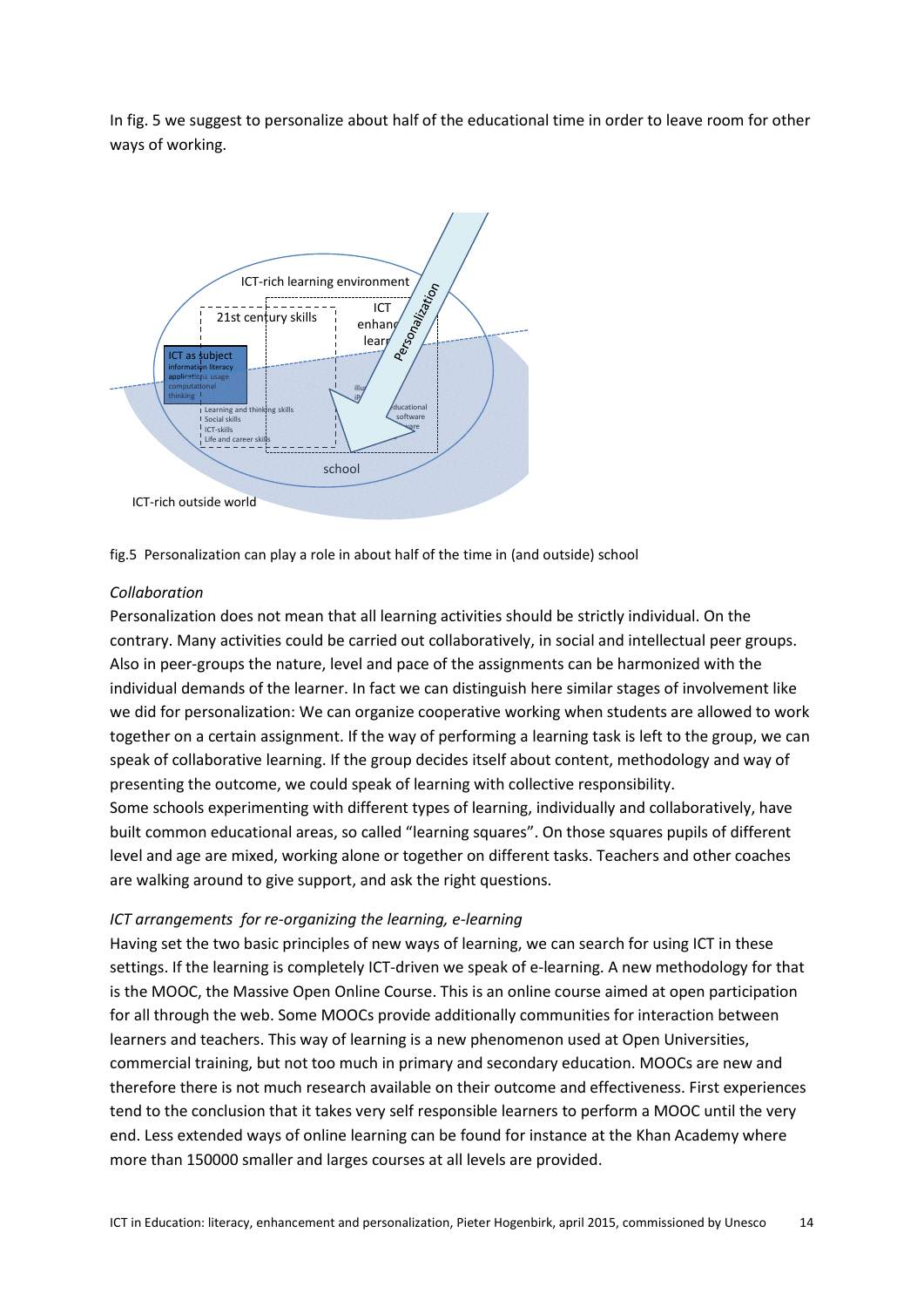In fig. 5 we suggest to personalize about half of the educational time in order to leave room for other ways of working.

fig.5 Personalization can play a role in about half of the time in (and outside) school

*Collaboration*

Personalization does not mean that all learning activities should be strictly individual. On the contrary. Many activities could be carried out collaboratively, in social and intellectual peer groups. Also in peer-groups the nature, level and pace of the assignments can be harmonized with the individual demands of the learner. In fact we can distinguish here similar stages of involvement like we did for personalization: We can organize cooperative working when students are allowed to work together on a certain assignment. If the way of performing a learning task is left to the group, we can speak of collaborative learning. If the group decides itself about content, methodology and way of presenting the outcome, we could speak of learning with collective responsibility.
Some schools experimenting with different types of learning, individually and collaboratively, have built common educational areas, so called “learning squares”. On those squares pupils of different level and age are mixed, working alone or together on different tasks. Teachers and other coaches are walking around to give support, and ask the right questions.

*ICT arrangements for re-organizing the learning, e-learning*

Having set the two basic principles of new ways of learning, we can search for using ICT in these settings. If the learning is completely ICT-driven we speak of e-learning. A new methodology for that is the MOOC, the Massive Open Online Course. This is an online course aimed at open participation for all through the web. Some MOOCs provide additionally communities for interaction between learners and teachers. This way of learning is a new phenomenon used at Open Universities, commercial training, but not too much in primary and secondary education. MOOCs are new and therefore there is not much research available on their outcome and effectiveness. First experiences tend to the conclusion that it takes very self responsible learners to perform a MOOC until the very end. Less extended ways of online learning can be found for instance at the Khan Academy where more than 150000 smaller and larges courses at all levels are provided.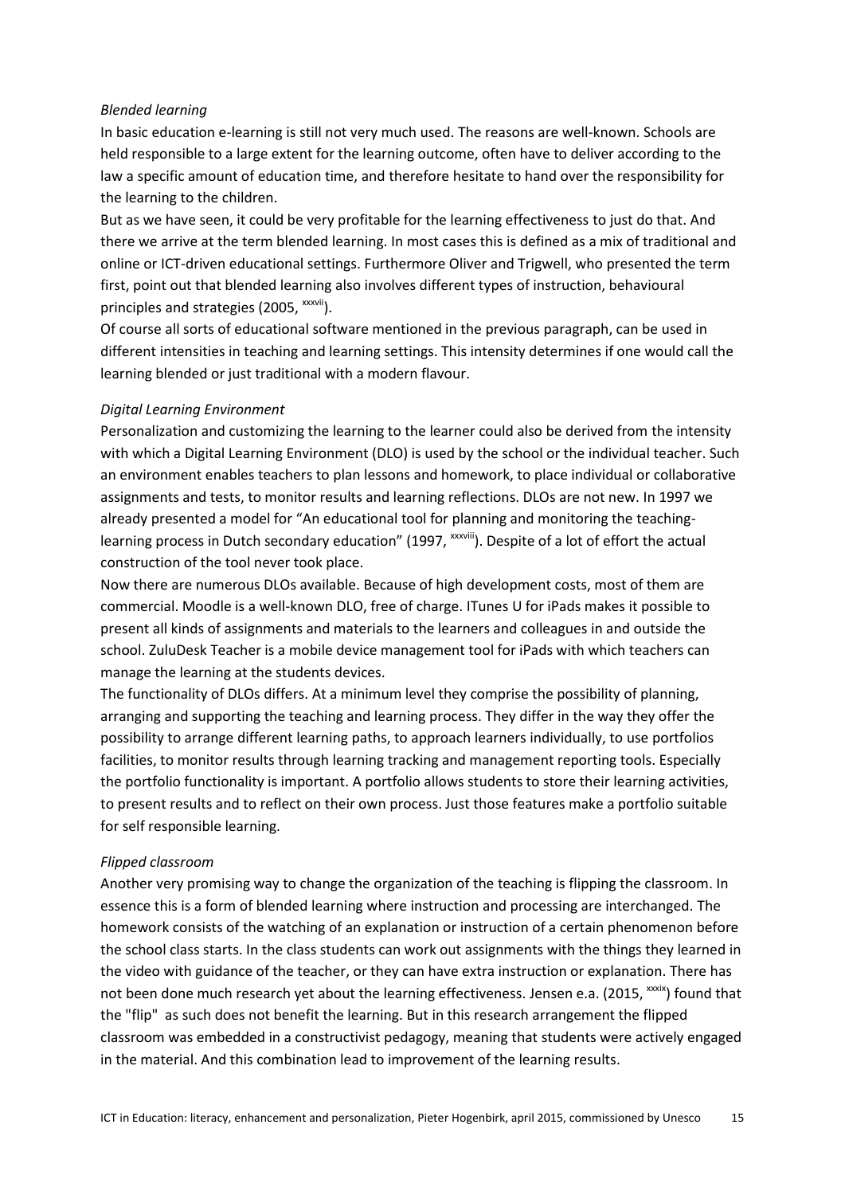*Blended learning*

In basic education e-learning is still not very much used. The reasons are well-known. Schools are held responsible to a large extent for the learning outcome, often have to deliver according to the law a specific amount of education time, and therefore hesitate to hand over the responsibility for the learning to the children.

But as we have seen, it could be very profitable for the learning effectiveness to just do that. And there we arrive at the term blended learning. In most cases this is defined as a mix of traditional and online or ICT-driven educational settings. Furthermore Oliver and Trigwell, who presented the term first, point out that blended learning also involves different types of instruction, behavioural principles and strategies (2005, [xxxvii]).

Of course all sorts of educational software mentioned in the previous paragraph, can be used in different intensities in teaching and learning settings. This intensity determines if one would call the learning blended or just traditional with a modern flavour.

*Digital Learning Environment*

Personalization and customizing the learning to the learner could also be derived from the intensity with which a Digital Learning Environment (DLO) is used by the school or the individual teacher. Such an environment enables teachers to plan lessons and homework, to place individual or collaborative assignments and tests, to monitor results and learning reflections. DLOs are not new. In 1997 we already presented a model for "An educational tool for planning and monitoring the teaching-learning process in Dutch secondary education" (1997, [xxxviii]). Despite of a lot of effort the actual construction of the tool never took place.

Now there are numerous DLOs available. Because of high development costs, most of them are commercial. Moodle is a well-known DLO, free of charge. ITunes U for iPads makes it possible to present all kinds of assignments and materials to the learners and colleagues in and outside the school. ZuluDesk Teacher is a mobile device management tool for iPads with which teachers can manage the learning at the students devices.

The functionality of DLOs differs. At a minimum level they comprise the possibility of planning, arranging and supporting the teaching and learning process. They differ in the way they offer the possibility to arrange different learning paths, to approach learners individually, to use portfolios facilities, to monitor results through learning tracking and management reporting tools. Especially the portfolio functionality is important. A portfolio allows students to store their learning activities, to present results and to reflect on their own process. Just those features make a portfolio suitable for self responsible learning.

*Flipped classroom*

Another very promising way to change the organization of the teaching is flipping the classroom. In essence this is a form of blended learning where instruction and processing are interchanged. The homework consists of the watching of an explanation or instruction of a certain phenomenon before the school class starts. In the class students can work out assignments with the things they learned in the video with guidance of the teacher, or they can have extra instruction or explanation. There has not been done much research yet about the learning effectiveness. Jensen e.a. (2015, [xxxix]) found that the "flip" as such does not benefit the learning. But in this research arrangement the flipped classroom was embedded in a constructivist pedagogy, meaning that students were actively engaged in the material. And this combination lead to improvement of the learning results.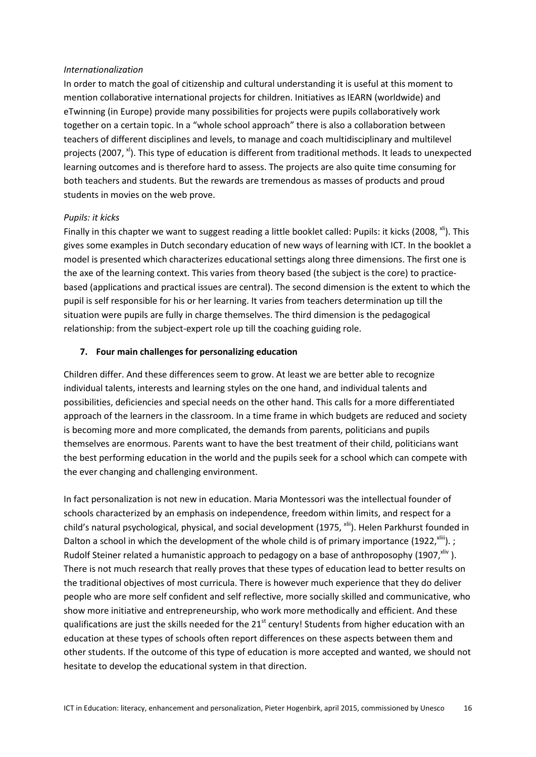*Internationalization*

In order to match the goal of citizenship and cultural understanding it is useful at this moment to mention collaborative international projects for children. Initiatives as IEARN (worldwide) and eTwinning (in Europe) provide many possibilities for projects were pupils collaboratively work together on a certain topic. In a "whole school approach" there is also a collaboration between teachers of different disciplines and levels, to manage and coach multidisciplinary and multilevel projects (2007, [xl]). This type of education is different from traditional methods. It leads to unexpected learning outcomes and is therefore hard to assess. The projects are also quite time consuming for both teachers and students. But the rewards are tremendous as masses of products and proud students in movies on the web prove.

*Pupils: it kicks*

Finally in this chapter we want to suggest reading a little booklet called: Pupils: it kicks (2008, [xli]). This gives some examples in Dutch secondary education of new ways of learning with ICT. In the booklet a model is presented which characterizes educational settings along three dimensions. The first one is the axe of the learning context. This varies from theory based (the subject is the core) to practice-based (applications and practical issues are central). The second dimension is the extent to which the pupil is self responsible for his or her learning. It varies from teachers determination up till the situation were pupils are fully in charge themselves. The third dimension is the pedagogical relationship: from the subject-expert role up till the coaching guiding role.

## 7. Four main challenges for personalizing education

Children differ. And these differences seem to grow. At least we are better able to recognize individual talents, interests and learning styles on the one hand, and individual talents and possibilities, deficiencies and special needs on the other hand. This calls for a more differentiated approach of the learners in the classroom. In a time frame in which budgets are reduced and society is becoming more and more complicated, the demands from parents, politicians and pupils themselves are enormous. Parents want to have the best treatment of their child, politicians want the best performing education in the world and the pupils seek for a school which can compete with the ever changing and challenging environment.

In fact personalization is not new in education. Maria Montessori was the intellectual founder of schools characterized by an emphasis on independence, freedom within limits, and respect for a child's natural psychological, physical, and social development (1975, [xlii]). Helen Parkhurst founded in Dalton a school in which the development of the whole child is of primary importance (1922,[xliii]). ; Rudolf Steiner related a humanistic approach to pedagogy on a base of anthroposophy (1907,[xliv] ). There is not much research that really proves that these types of education lead to better results on the traditional objectives of most curricula. There is however much experience that they do deliver people who are more self confident and self reflective, more socially skilled and communicative, who show more initiative and entrepreneurship, who work more methodically and efficient. And these qualifications are just the skills needed for the 21st century! Students from higher education with an education at these types of schools often report differences on these aspects between them and other students. If the outcome of this type of education is more accepted and wanted, we should not hesitate to develop the educational system in that direction.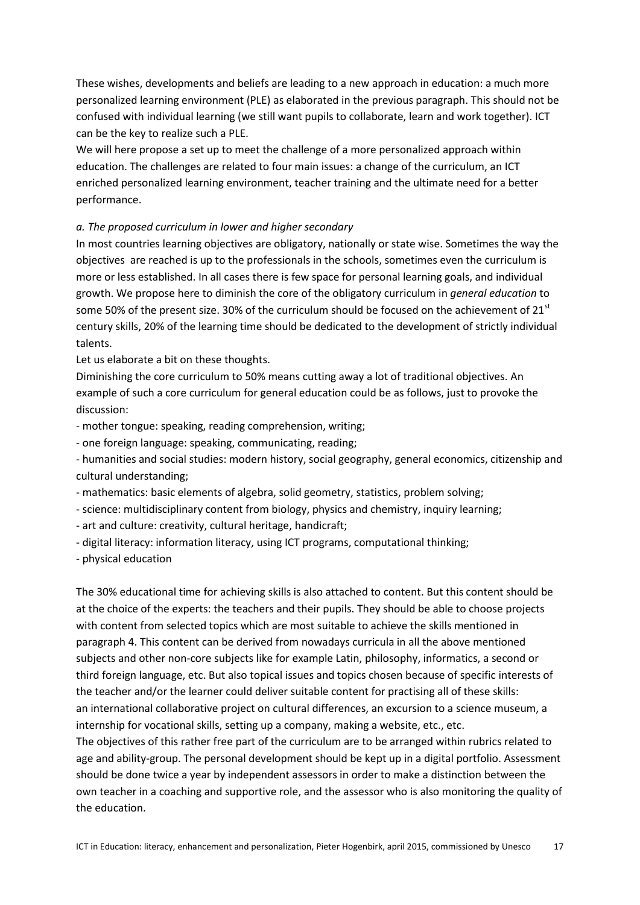These wishes, developments and beliefs are leading to a new approach in education: a much more personalized learning environment (PLE) as elaborated in the previous paragraph. This should not be confused with individual learning (we still want pupils to collaborate, learn and work together). ICT can be the key to realize such a PLE.

We will here propose a set up to meet the challenge of a more personalized approach within education. The challenges are related to four main issues: a change of the curriculum, an ICT enriched personalized learning environment, teacher training and the ultimate need for a better performance.

*a. The proposed curriculum in lower and higher secondary*

In most countries learning objectives are obligatory, nationally or state wise. Sometimes the way the objectives are reached is up to the professionals in the schools, sometimes even the curriculum is more or less established. In all cases there is few space for personal learning goals, and individual growth. We propose here to diminish the core of the obligatory curriculum in *general education* to some 50% of the present size. 30% of the curriculum should be focused on the achievement of 21st century skills, 20% of the learning time should be dedicated to the development of strictly individual talents.

Let us elaborate a bit on these thoughts.

Diminishing the core curriculum to 50% means cutting away a lot of traditional objectives. An example of such a core curriculum for general education could be as follows, just to provoke the discussion:

- mother tongue: speaking, reading comprehension, writing;
- one foreign language: speaking, communicating, reading;
- humanities and social studies: modern history, social geography, general economics, citizenship and cultural understanding;
- mathematics: basic elements of algebra, solid geometry, statistics, problem solving;
- science: multidisciplinary content from biology, physics and chemistry, inquiry learning;
- art and culture: creativity, cultural heritage, handicraft;
- digital literacy: information literacy, using ICT programs, computational thinking;
- physical education

The 30% educational time for achieving skills is also attached to content. But this content should be at the choice of the experts: the teachers and their pupils. They should be able to choose projects with content from selected topics which are most suitable to achieve the skills mentioned in paragraph 4. This content can be derived from nowadays curricula in all the above mentioned subjects and other non-core subjects like for example Latin, philosophy, informatics, a second or third foreign language, etc. But also topical issues and topics chosen because of specific interests of the teacher and/or the learner could deliver suitable content for practising all of these skills: an international collaborative project on cultural differences, an excursion to a science museum, a internship for vocational skills, setting up a company, making a website, etc., etc.

The objectives of this rather free part of the curriculum are to be arranged within rubrics related to age and ability-group. The personal development should be kept up in a digital portfolio. Assessment should be done twice a year by independent assessors in order to make a distinction between the own teacher in a coaching and supportive role, and the assessor who is also monitoring the quality of the education.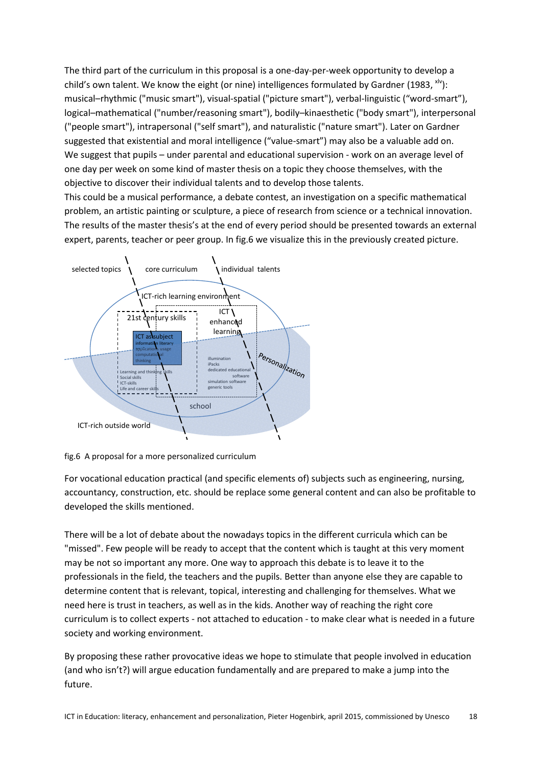The third part of the curriculum in this proposal is a one-day-per-week opportunity to develop a child's own talent. We know the eight (or nine) intelligences formulated by Gardner (1983, [xlv]): musical–rhythmic ("music smart"), visual-spatial ("picture smart"), verbal-linguistic ("word-smart"), logical–mathematical ("number/reasoning smart"), bodily–kinaesthetic ("body smart"), interpersonal ("people smart"), intrapersonal ("self smart"), and naturalistic ("nature smart"). Later on Gardner suggested that existential and moral intelligence ("value-smart") may also be a valuable add on. We suggest that pupils – under parental and educational supervision - work on an average level of one day per week on some kind of master thesis on a topic they choose themselves, with the objective to discover their individual talents and to develop those talents.
This could be a musical performance, a debate contest, an investigation on a specific mathematical problem, an artistic painting or sculpture, a piece of research from science or a technical innovation. The results of the master thesis's at the end of every period should be presented towards an external expert, parents, teacher or peer group. In fig.6 we visualize this in the previously created picture.

fig.6 A proposal for a more personalized curriculum

For vocational education practical (and specific elements of) subjects such as engineering, nursing, accountancy, construction, etc. should be replace some general content and can also be profitable to developed the skills mentioned.

There will be a lot of debate about the nowadays topics in the different curricula which can be "missed". Few people will be ready to accept that the content which is taught at this very moment may be not so important any more. One way to approach this debate is to leave it to the professionals in the field, the teachers and the pupils. Better than anyone else they are capable to determine content that is relevant, topical, interesting and challenging for themselves. What we need here is trust in teachers, as well as in the kids. Another way of reaching the right core curriculum is to collect experts - not attached to education - to make clear what is needed in a future society and working environment.

By proposing these rather provocative ideas we hope to stimulate that people involved in education (and who isn't?) will argue education fundamentally and are prepared to make a jump into the future.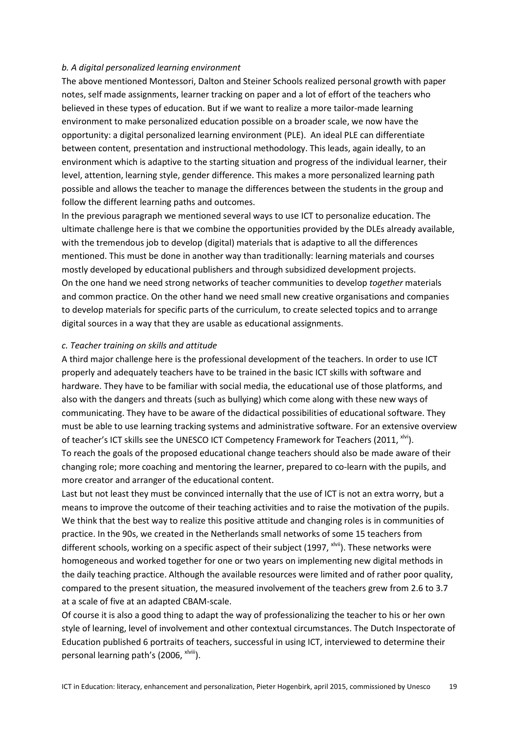*b. A digital personalized learning environment*

The above mentioned Montessori, Dalton and Steiner Schools realized personal growth with paper notes, self made assignments, learner tracking on paper and a lot of effort of the teachers who believed in these types of education. But if we want to realize a more tailor-made learning environment to make personalized education possible on a broader scale, we now have the opportunity: a digital personalized learning environment (PLE). An ideal PLE can differentiate between content, presentation and instructional methodology. This leads, again ideally, to an environment which is adaptive to the starting situation and progress of the individual learner, their level, attention, learning style, gender difference. This makes a more personalized learning path possible and allows the teacher to manage the differences between the students in the group and follow the different learning paths and outcomes.

In the previous paragraph we mentioned several ways to use ICT to personalize education. The ultimate challenge here is that we combine the opportunities provided by the DLEs already available, with the tremendous job to develop (digital) materials that is adaptive to all the differences mentioned. This must be done in another way than traditionally: learning materials and courses mostly developed by educational publishers and through subsidized development projects.

On the one hand we need strong networks of teacher communities to develop *together* materials and common practice. On the other hand we need small new creative organisations and companies to develop materials for specific parts of the curriculum, to create selected topics and to arrange digital sources in a way that they are usable as educational assignments.

*c. Teacher training on skills and attitude*

A third major challenge here is the professional development of the teachers. In order to use ICT properly and adequately teachers have to be trained in the basic ICT skills with software and hardware. They have to be familiar with social media, the educational use of those platforms, and also with the dangers and threats (such as bullying) which come along with these new ways of communicating. They have to be aware of the didactical possibilities of educational software. They must be able to use learning tracking systems and administrative software. For an extensive overview of teacher's ICT skills see the UNESCO ICT Competency Framework for Teachers (2011, [xlvi]).

To reach the goals of the proposed educational change teachers should also be made aware of their changing role; more coaching and mentoring the learner, prepared to co-learn with the pupils, and more creator and arranger of the educational content.

Last but not least they must be convinced internally that the use of ICT is not an extra worry, but a means to improve the outcome of their teaching activities and to raise the motivation of the pupils. We think that the best way to realize this positive attitude and changing roles is in communities of practice. In the 90s, we created in the Netherlands small networks of some 15 teachers from different schools, working on a specific aspect of their subject (1997, [xlvii]). These networks were homogeneous and worked together for one or two years on implementing new digital methods in the daily teaching practice. Although the available resources were limited and of rather poor quality, compared to the present situation, the measured involvement of the teachers grew from 2.6 to 3.7 at a scale of five at an adapted CBAM-scale.

Of course it is also a good thing to adapt the way of professionalizing the teacher to his or her own style of learning, level of involvement and other contextual circumstances. The Dutch Inspectorate of Education published 6 portraits of teachers, successful in using ICT, interviewed to determine their personal learning path's (2006, [xlviii]).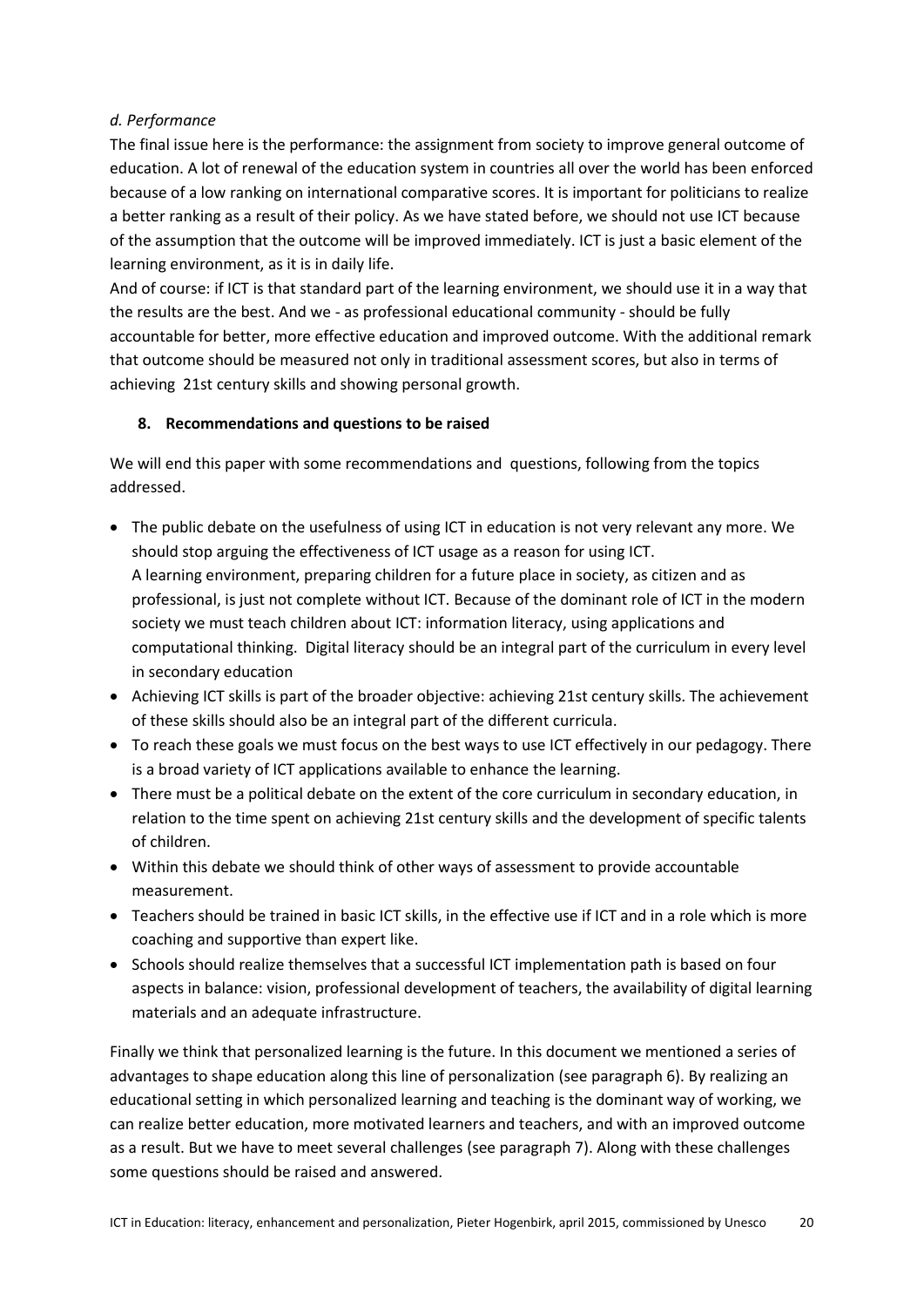*d. Performance*

The final issue here is the performance: the assignment from society to improve general outcome of education. A lot of renewal of the education system in countries all over the world has been enforced because of a low ranking on international comparative scores. It is important for politicians to realize a better ranking as a result of their policy. As we have stated before, we should not use ICT because of the assumption that the outcome will be improved immediately. ICT is just a basic element of the learning environment, as it is in daily life.

And of course: if ICT is that standard part of the learning environment, we should use it in a way that the results are the best. And we - as professional educational community - should be fully accountable for better, more effective education and improved outcome. With the additional remark that outcome should be measured not only in traditional assessment scores, but also in terms of achieving 21st century skills and showing personal growth.

## 8. Recommendations and questions to be raised

We will end this paper with some recommendations and questions, following from the topics addressed.

- The public debate on the usefulness of using ICT in education is not very relevant any more. We should stop arguing the effectiveness of ICT usage as a reason for using ICT.
  A learning environment, preparing children for a future place in society, as citizen and as professional, is just not complete without ICT. Because of the dominant role of ICT in the modern society we must teach children about ICT: information literacy, using applications and computational thinking. Digital literacy should be an integral part of the curriculum in every level in secondary education
- Achieving ICT skills is part of the broader objective: achieving 21st century skills. The achievement of these skills should also be an integral part of the different curricula.
- To reach these goals we must focus on the best ways to use ICT effectively in our pedagogy. There is a broad variety of ICT applications available to enhance the learning.
- There must be a political debate on the extent of the core curriculum in secondary education, in relation to the time spent on achieving 21st century skills and the development of specific talents of children.
- Within this debate we should think of other ways of assessment to provide accountable measurement.
- Teachers should be trained in basic ICT skills, in the effective use if ICT and in a role which is more coaching and supportive than expert like.
- Schools should realize themselves that a successful ICT implementation path is based on four aspects in balance: vision, professional development of teachers, the availability of digital learning materials and an adequate infrastructure.

Finally we think that personalized learning is the future. In this document we mentioned a series of advantages to shape education along this line of personalization (see paragraph 6). By realizing an educational setting in which personalized learning and teaching is the dominant way of working, we can realize better education, more motivated learners and teachers, and with an improved outcome as a result. But we have to meet several challenges (see paragraph 7). Along with these challenges some questions should be raised and answered.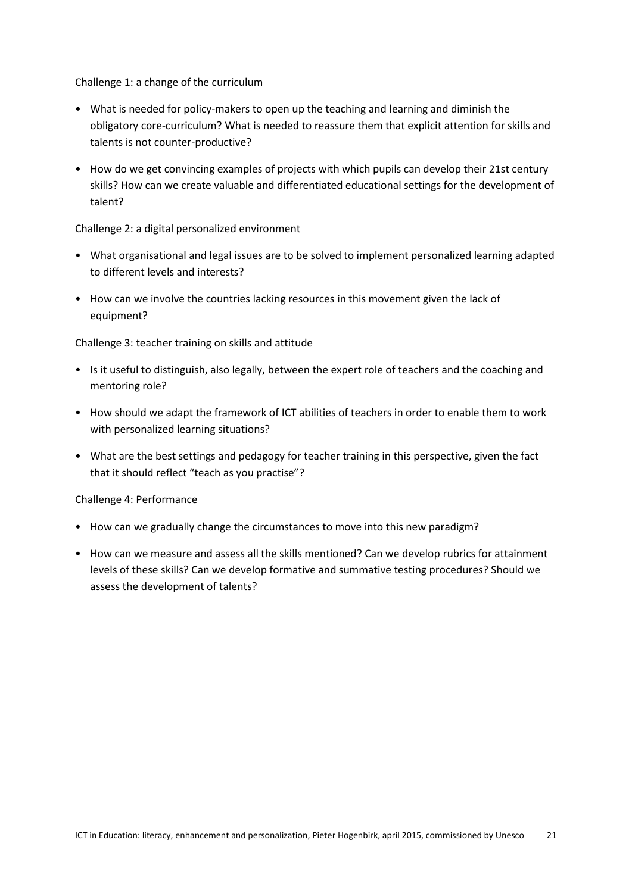Challenge 1: a change of the curriculum

- What is needed for policy-makers to open up the teaching and learning and diminish the obligatory core-curriculum? What is needed to reassure them that explicit attention for skills and talents is not counter-productive?
- How do we get convincing examples of projects with which pupils can develop their 21st century skills? How can we create valuable and differentiated educational settings for the development of talent?

Challenge 2: a digital personalized environment

- What organisational and legal issues are to be solved to implement personalized learning adapted to different levels and interests?
- How can we involve the countries lacking resources in this movement given the lack of equipment?

Challenge 3: teacher training on skills and attitude

- Is it useful to distinguish, also legally, between the expert role of teachers and the coaching and mentoring role?
- How should we adapt the framework of ICT abilities of teachers in order to enable them to work with personalized learning situations?
- What are the best settings and pedagogy for teacher training in this perspective, given the fact that it should reflect "teach as you practise"?

Challenge 4: Performance

- How can we gradually change the circumstances to move into this new paradigm?
- How can we measure and assess all the skills mentioned? Can we develop rubrics for attainment levels of these skills? Can we develop formative and summative testing procedures? Should we assess the development of talents?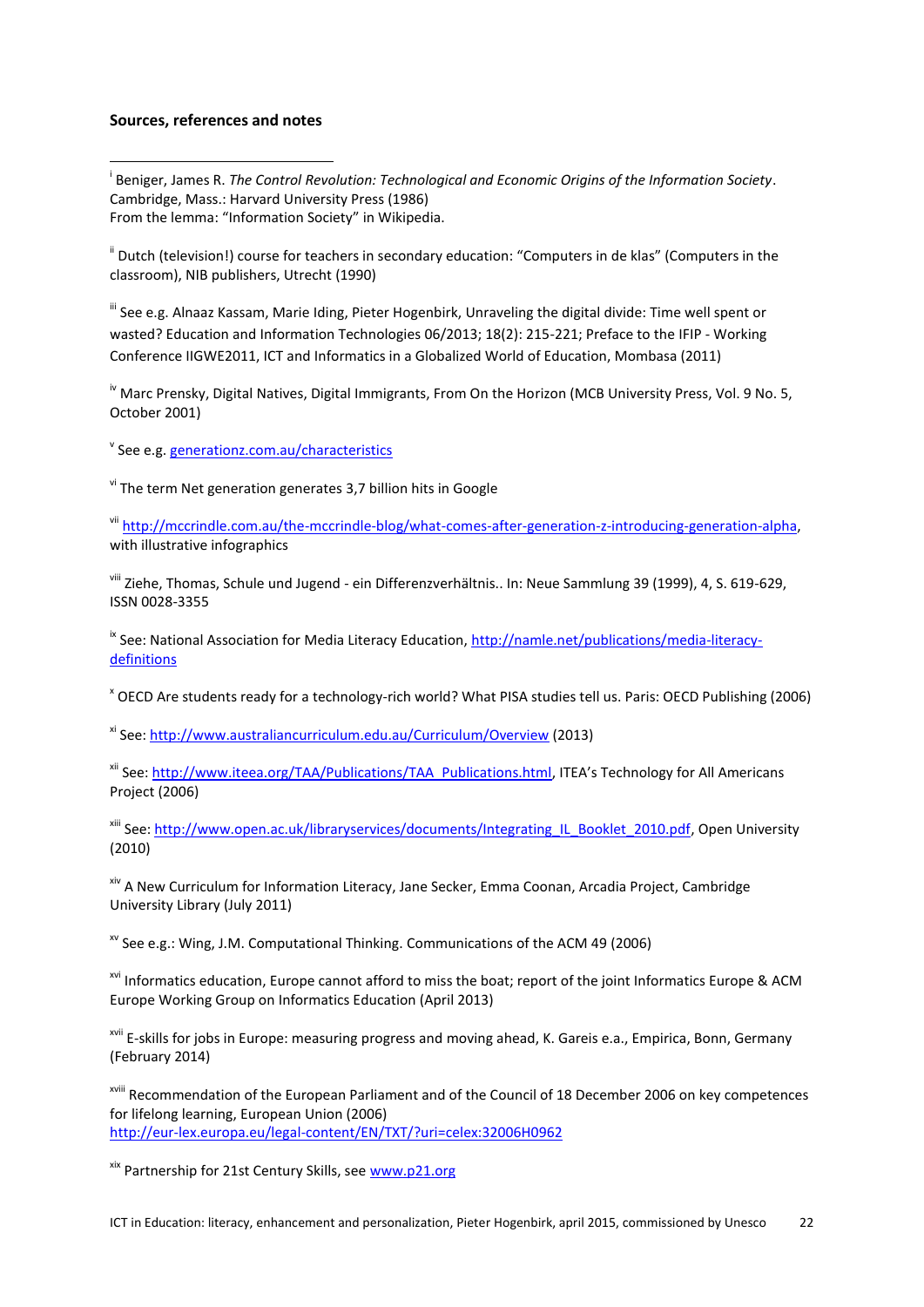**Sources, references and notes**

[i] Beniger, James R. *The Control Revolution: Technological and Economic Origins of the Information Society*. Cambridge, Mass.: Harvard University Press (1986)
From the lemma: "Information Society" in Wikipedia.

[ii] Dutch (television!) course for teachers in secondary education: "Computers in de klas" (Computers in the classroom), NIB publishers, Utrecht (1990)

[iii] See e.g. Alnaaz Kassam, Marie Iding, Pieter Hogenbirk, Unraveling the digital divide: Time well spent or wasted? Education and Information Technologies 06/2013; 18(2): 215-221; Preface to the IFIP - Working Conference IIGWE2011, ICT and Informatics in a Globalized World of Education, Mombasa (2011)

[iv] Marc Prensky, Digital Natives, Digital Immigrants, From On the Horizon (MCB University Press, Vol. 9 No. 5, October 2001)

[v] See e.g. generationz.com.au/characteristics

[vi] The term Net generation generates 3,7 billion hits in Google

[vii] http://mccrindle.com.au/the-mccrindle-blog/what-comes-after-generation-z-introducing-generation-alpha, with illustrative infographics

[viii] Ziehe, Thomas, Schule und Jugend - ein Differenzverhältnis.. In: Neue Sammlung 39 (1999), 4, S. 619-629, ISSN 0028-3355

[ix] See: National Association for Media Literacy Education, http://namle.net/publications/media-literacy-definitions

[x] OECD Are students ready for a technology-rich world? What PISA studies tell us. Paris: OECD Publishing (2006)

[xi] See: http://www.australiancurriculum.edu.au/Curriculum/Overview (2013)

[xii] See: http://www.iteea.org/TAA/Publications/TAA_Publications.html, ITEA's Technology for All Americans Project (2006)

[xiii] See: http://www.open.ac.uk/libraryservices/documents/Integrating_IL_Booklet_2010.pdf, Open University (2010)

[xiv] A New Curriculum for Information Literacy, Jane Secker, Emma Coonan, Arcadia Project, Cambridge University Library (July 2011)

[xv] See e.g.: Wing, J.M. Computational Thinking. Communications of the ACM 49 (2006)

[xvi] Informatics education, Europe cannot afford to miss the boat; report of the joint Informatics Europe & ACM Europe Working Group on Informatics Education (April 2013)

[xvii] E-skills for jobs in Europe: measuring progress and moving ahead, K. Gareis e.a., Empirica, Bonn, Germany (February 2014)

[xviii] Recommendation of the European Parliament and of the Council of 18 December 2006 on key competences for lifelong learning, European Union (2006)
http://eur-lex.europa.eu/legal-content/EN/TXT/?uri=celex:32006H0962

[xix] Partnership for 21st Century Skills, see www.p21.org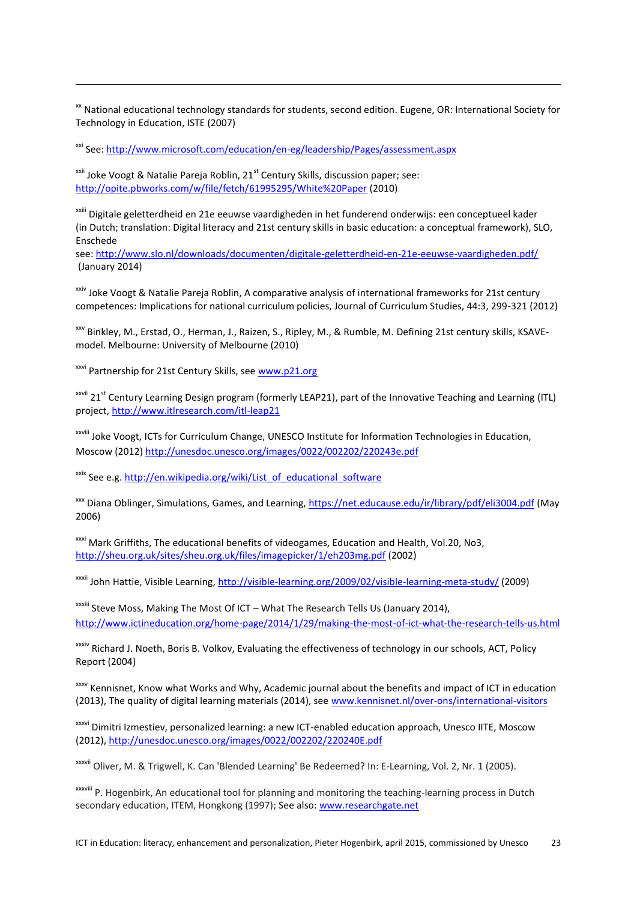[xx] National educational technology standards for students, second edition. Eugene, OR: International Society for Technology in Education, ISTE (2007)

[xxi] See: http://www.microsoft.com/education/en-eg/leadership/Pages/assessment.aspx

[xxii] Joke Voogt & Natalie Pareja Roblin, 21st Century Skills, discussion paper; see: http://opite.pbworks.com/w/file/fetch/61995295/White%20Paper (2010)

[xxiii] Digitale geletterdheid en 21e eeuwse vaardigheden in het funderend onderwijs: een conceptueel kader (in Dutch; translation: Digital literacy and 21st century skills in basic education: a conceptual framework), SLO, Enschede
see: http://www.slo.nl/downloads/documenten/digitale-geletterdheid-en-21e-eeuwse-vaardigheden.pdf/ (January 2014)

[xxiv] Joke Voogt & Natalie Pareja Roblin, A comparative analysis of international frameworks for 21st century competences: Implications for national curriculum policies, Journal of Curriculum Studies, 44:3, 299-321 (2012)

[xxv] Binkley, M., Erstad, O., Herman, J., Raizen, S., Ripley, M., & Rumble, M. Defining 21st century skills, KSAVE-model. Melbourne: University of Melbourne (2010)

[xxvi] Partnership for 21st Century Skills, see www.p21.org

[xxvii] 21st Century Learning Design program (formerly LEAP21), part of the Innovative Teaching and Learning (ITL) project, http://www.itlresearch.com/itl-leap21

[xxviii] Joke Voogt, ICTs for Curriculum Change, UNESCO Institute for Information Technologies in Education, Moscow (2012) http://unesdoc.unesco.org/images/0022/002202/220243e.pdf

[xxix] See e.g. http://en.wikipedia.org/wiki/List_of_educational_software

[xxx] Diana Oblinger, Simulations, Games, and Learning, https://net.educause.edu/ir/library/pdf/eli3004.pdf (May 2006)

[xxxi] Mark Griffiths, The educational benefits of videogames, Education and Health, Vol.20, No3, http://sheu.org.uk/sites/sheu.org.uk/files/imagepicker/1/eh203mg.pdf (2002)

[xxxii] John Hattie, Visible Learning, http://visible-learning.org/2009/02/visible-learning-meta-study/ (2009)

[xxxiii] Steve Moss, Making The Most Of ICT – What The Research Tells Us (January 2014), http://www.ictineducation.org/home-page/2014/1/29/making-the-most-of-ict-what-the-research-tells-us.html

[xxxiv] Richard J. Noeth, Boris B. Volkov, Evaluating the effectiveness of technology in our schools, ACT, Policy Report (2004)

[xxxv] Kennisnet, Know what Works and Why, Academic journal about the benefits and impact of ICT in education (2013), The quality of digital learning materials (2014), see www.kennisnet.nl/over-ons/international-visitors

[xxxvi] Dimitri Izmestiev, personalized learning: a new ICT-enabled education approach, Unesco IITE, Moscow (2012), http://unesdoc.unesco.org/images/0022/002202/220240E.pdf

[xxxvii] Oliver, M. & Trigwell, K. Can 'Blended Learning' Be Redeemed? In: E-Learning, Vol. 2, Nr. 1 (2005).

[xxxviii] P. Hogenbirk, An educational tool for planning and monitoring the teaching-learning process in Dutch secondary education, ITEM, Hongkong (1997); See also: www.researchgate.net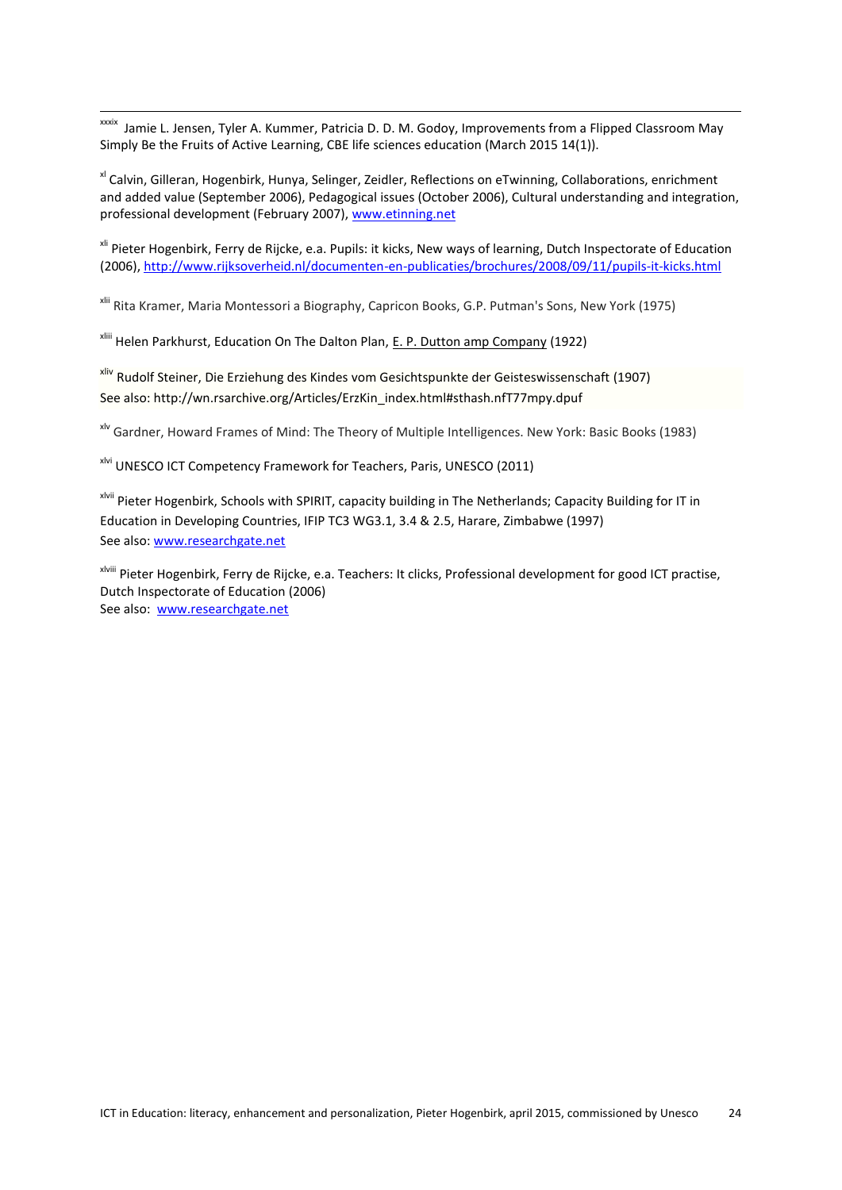[xxxix] Jamie L. Jensen, Tyler A. Kummer, Patricia D. D. M. Godoy, Improvements from a Flipped Classroom May Simply Be the Fruits of Active Learning, CBE life sciences education (March 2015 14(1)).

[xl] Calvin, Gilleran, Hogenbirk, Hunya, Selinger, Zeidler, Reflections on eTwinning, Collaborations, enrichment and added value (September 2006), Pedagogical issues (October 2006), Cultural understanding and integration, professional development (February 2007), www.etinning.net

[xli] Pieter Hogenbirk, Ferry de Rijcke, e.a. Pupils: it kicks, New ways of learning, Dutch Inspectorate of Education (2006), http://www.rijksoverheid.nl/documenten-en-publicaties/brochures/2008/09/11/pupils-it-kicks.html

[xlii] Rita Kramer, Maria Montessori a Biography, Capricon Books, G.P. Putman's Sons, New York (1975)

[xliii] Helen Parkhurst, Education On The Dalton Plan, E. P. Dutton amp Company (1922)

[xliv] Rudolf Steiner, Die Erziehung des Kindes vom Gesichtspunkte der Geisteswissenschaft (1907)
See also: http://wn.rsarchive.org/Articles/ErzKin_index.html#sthash.nfT77mpy.dpuf

[xlv] Gardner, Howard Frames of Mind: The Theory of Multiple Intelligences. New York: Basic Books (1983)

[xlvi] UNESCO ICT Competency Framework for Teachers, Paris, UNESCO (2011)

[xlvii] Pieter Hogenbirk, Schools with SPIRIT, capacity building in The Netherlands; Capacity Building for IT in Education in Developing Countries, IFIP TC3 WG3.1, 3.4 & 2.5, Harare, Zimbabwe (1997)
See also: www.researchgate.net

[xlviii] Pieter Hogenbirk, Ferry de Rijcke, e.a. Teachers: It clicks, Professional development for good ICT practise, Dutch Inspectorate of Education (2006)
See also: www.researchgate.net